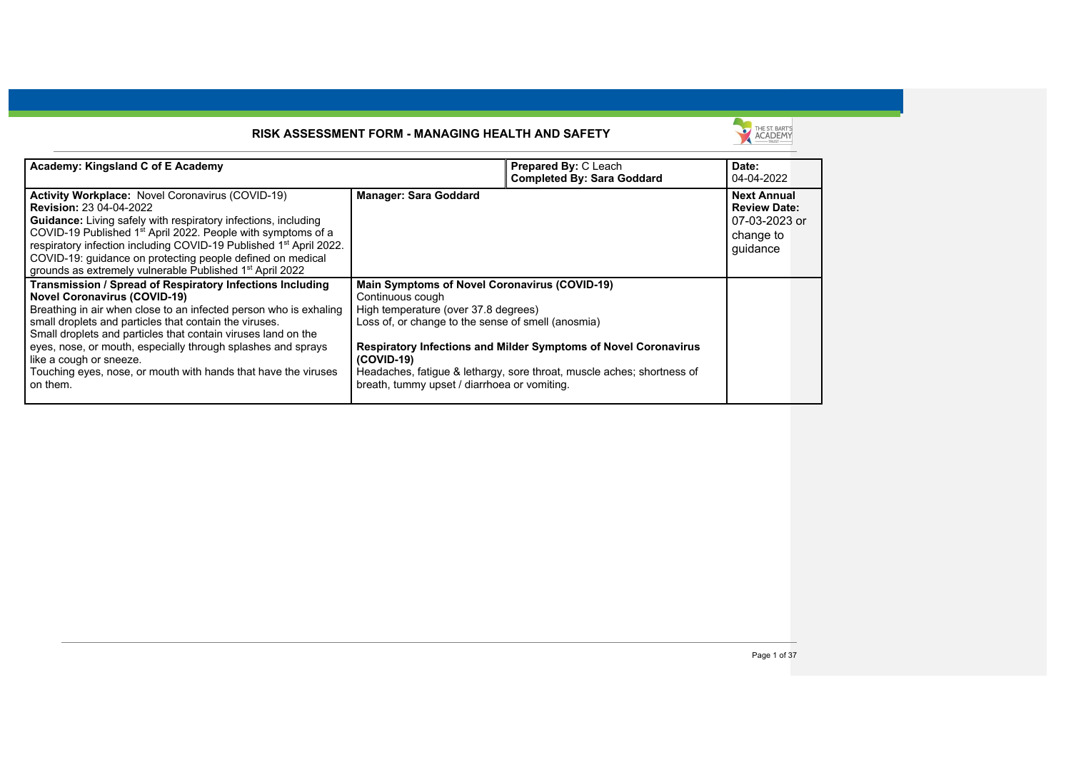# RISK ASSESSMENT FORM - MANAGING HEALTH AND SAFETY

| **Academy: Kingsland C of E Academy** | | **Prepared By:** C Leach<br>**Completed By: Sara Goddard** | **Date:**<br>04-04-2022 |
|---|---|---|---|
| **Activity Workplace:** Novel Coronavirus (COVID-19)<br>**Revision:** 23 04-04-2022<br>**Guidance:** Living safely with respiratory infections, including COVID-19 Published 1st April 2022. People with symptoms of a respiratory infection including COVID-19 Published 1st April 2022. COVID-19: guidance on protecting people defined on medical grounds as extremely vulnerable Published 1st April 2022 | **Manager: Sara Goddard** | | **Next Annual Review Date:**<br>07-03-2023 or change to guidance |
| **Transmission / Spread of Respiratory Infections Including Novel Coronavirus (COVID-19)**<br>Breathing in air when close to an infected person who is exhaling small droplets and particles that contain the viruses.<br>Small droplets and particles that contain viruses land on the eyes, nose, or mouth, especially through splashes and sprays like a cough or sneeze.<br>Touching eyes, nose, or mouth with hands that have the viruses on them. | **Main Symptoms of Novel Coronavirus (COVID-19)**<br>Continuous cough<br>High temperature (over 37.8 degrees)<br>Loss of, or change to the sense of smell (anosmia)<br><br>**Respiratory Infections and Milder Symptoms of Novel Coronavirus (COVID-19)**<br>Headaches, fatigue & lethargy, sore throat, muscle aches; shortness of breath, tummy upset / diarrhoea or vomiting. | | |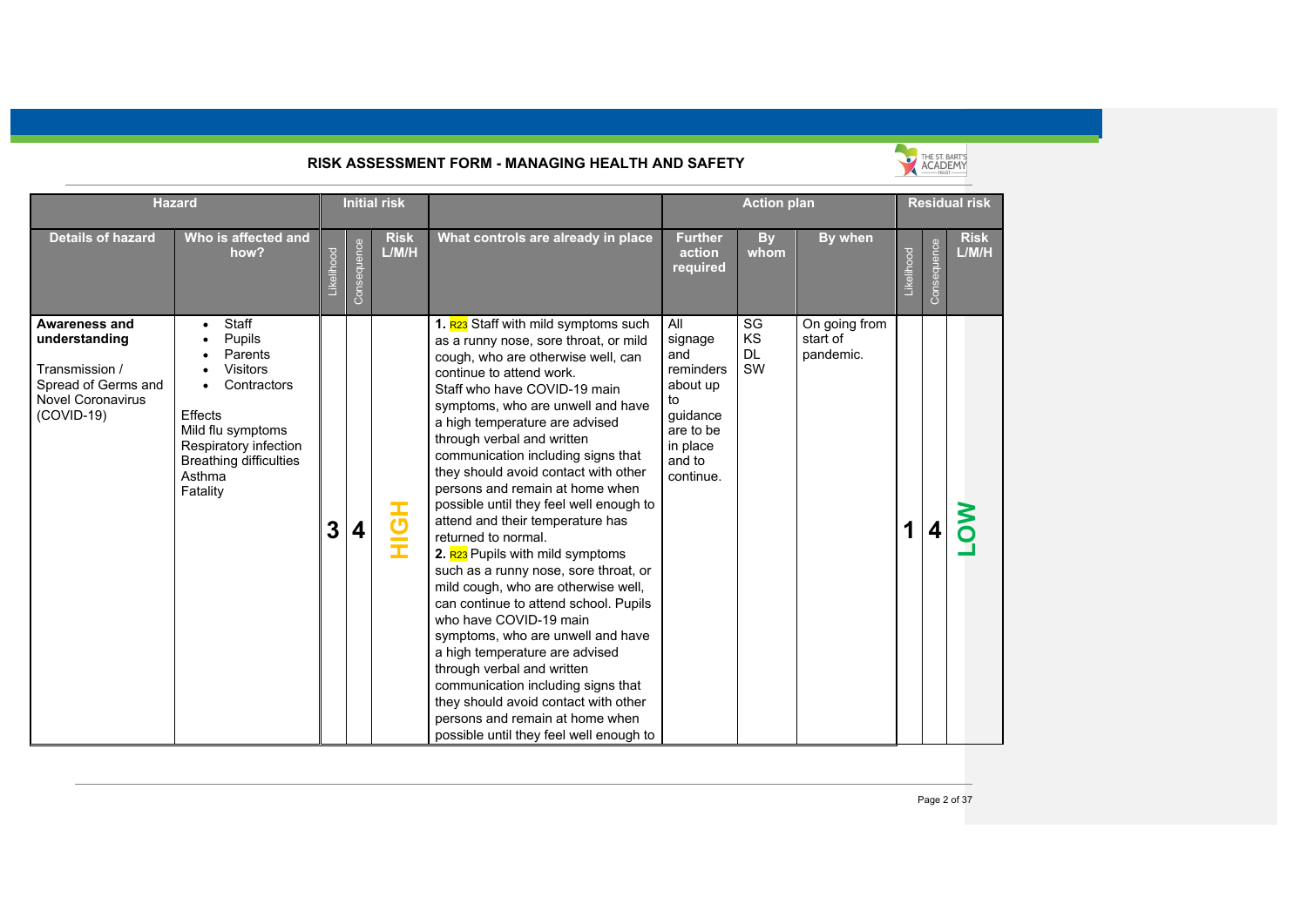# RISK ASSESSMENT FORM - MANAGING HEALTH AND SAFETY

| Hazard | | Initial risk | | | | Action plan | | | Residual risk | | |
|---|---|---|---|---|---|---|---|---|---|---|---|
| Details of hazard | Who is affected and how? | Likelihood | Consequence | Risk L/M/H | What controls are already in place | Further action required | By whom | By when | Likelihood | Consequence | Risk L/M/H |
| **Awareness and understanding**<br><br>Transmission / Spread of Germs and Novel Coronavirus (COVID-19) | • Staff<br>• Pupils<br>• Parents<br>• Visitors<br>• Contractors<br><br>Effects<br>Mild flu symptoms<br>Respiratory infection<br>Breathing difficulties<br>Asthma<br>Fatality | 3 | 4 | HIGH | **1.** R23 Staff with mild symptoms such as a runny nose, sore throat, or mild cough, who are otherwise well, can continue to attend work.<br>Staff who have COVID-19 main symptoms, who are unwell and have a high temperature are advised through verbal and written communication including signs that they should avoid contact with other persons and remain at home when possible until they feel well enough to attend and their temperature has returned to normal.<br>**2.** R23 Pupils with mild symptoms such as a runny nose, sore throat, or mild cough, who are otherwise well, can continue to attend school. Pupils who have COVID-19 main symptoms, who are unwell and have a high temperature are advised through verbal and written communication including signs that they should avoid contact with other persons and remain at home when possible until they feel well enough to | All signage and reminders about up to guidance are to be in place and to continue. | SG<br>KS<br>DL<br>SW | On going from start of pandemic. | 1 | 4 | LOW |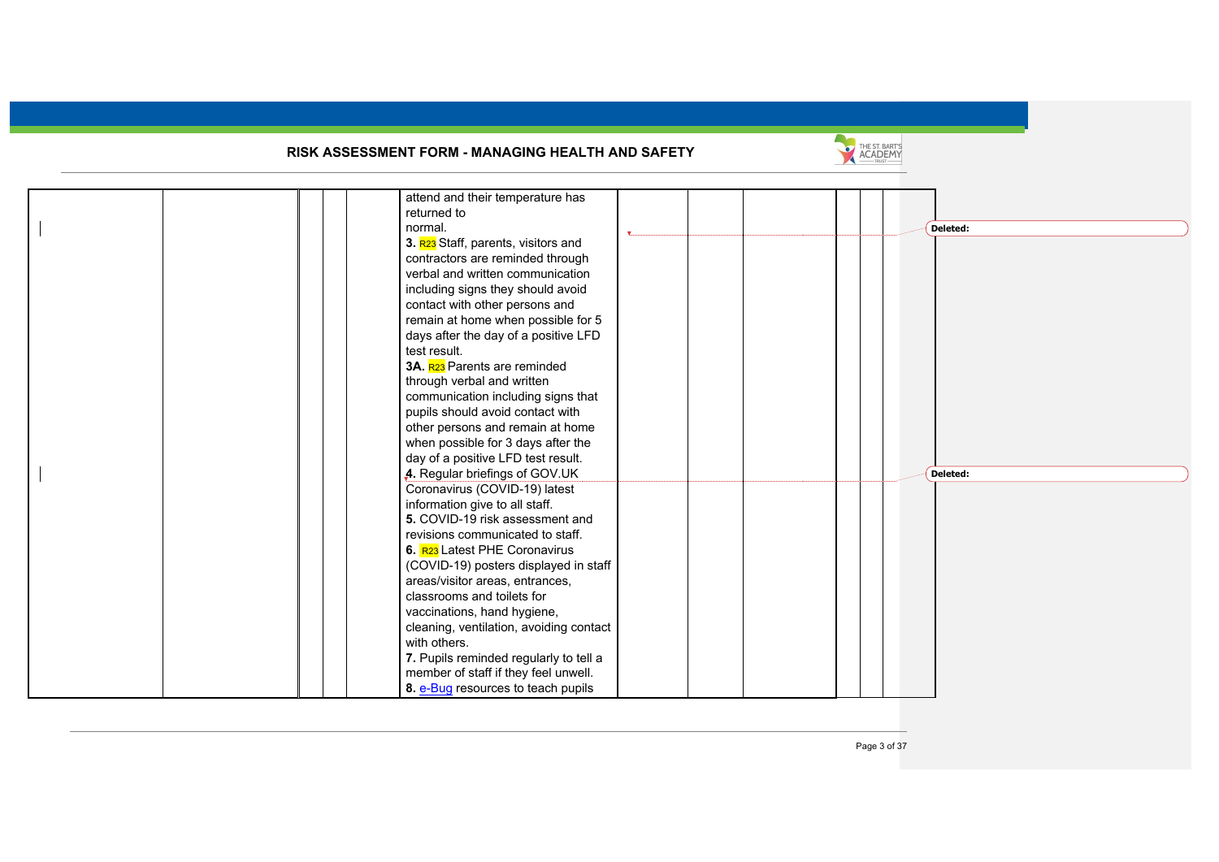# RISK ASSESSMENT FORM - MANAGING HEALTH AND SAFETY

| | | | | | | | | | | | |
|---|---|---|---|---|---|---|---|---|---|---|---|
| | | | | | attend and their temperature has returned to normal.<br>**3.** R23 Staff, parents, visitors and contractors are reminded through verbal and written communication including signs they should avoid contact with other persons and remain at home when possible for 5 days after the day of a positive LFD test result.<br>**3A.** R23 Parents are reminded through verbal and written communication including signs that pupils should avoid contact with other persons and remain at home when possible for 3 days after the day of a positive LFD test result.<br>**4.** Regular briefings of GOV.UK Coronavirus (COVID-19) latest information give to all staff.<br>**5.** COVID-19 risk assessment and revisions communicated to staff.<br>**6.** R23 Latest PHE Coronavirus (COVID-19) posters displayed in staff areas/visitor areas, entrances, classrooms and toilets for vaccinations, hand hygiene, cleaning, ventilation, avoiding contact with others.<br>**7.** Pupils reminded regularly to tell a member of staff if they feel unwell.<br>**8.** e-Bug resources to teach pupils | | | | | | |

Deleted:

Deleted: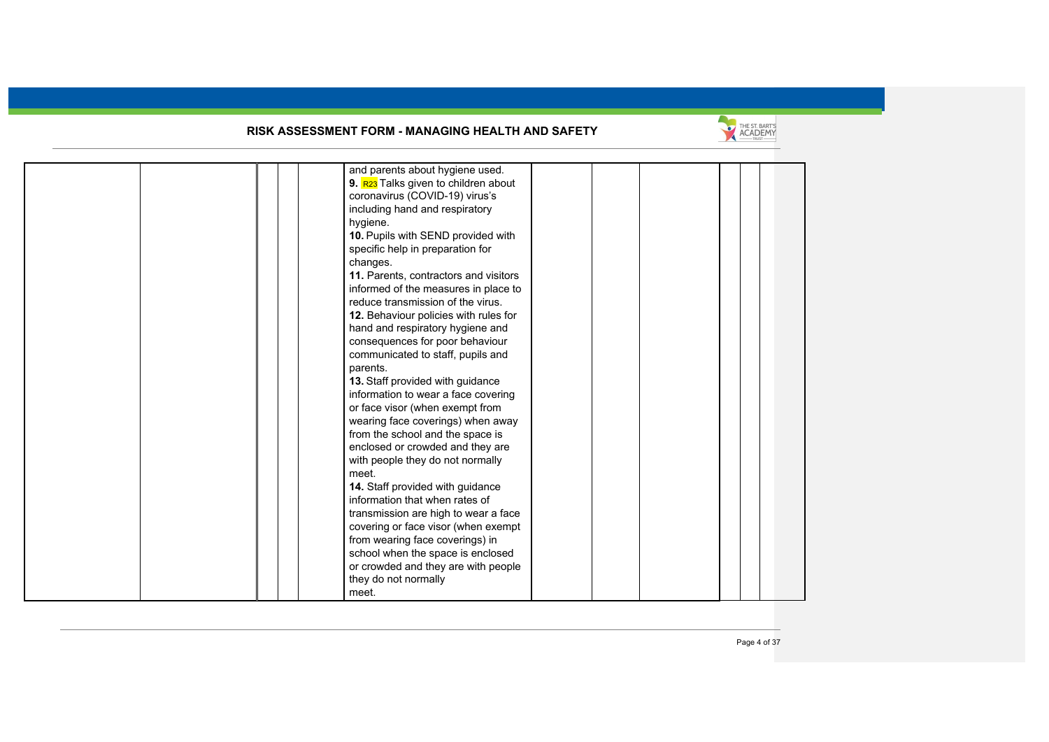## RISK ASSESSMENT FORM - MANAGING HEALTH AND SAFETY

| | | | | | | | | | | | |
|---|---|---|---|---|---|---|---|---|---|---|---|
| | | | | | and parents about hygiene used.<br>**9.** R23 Talks given to children about coronavirus (COVID-19) virus's including hand and respiratory hygiene.<br>**10.** Pupils with SEND provided with specific help in preparation for changes.<br>**11.** Parents, contractors and visitors informed of the measures in place to reduce transmission of the virus.<br>**12.** Behaviour policies with rules for hand and respiratory hygiene and consequences for poor behaviour communicated to staff, pupils and parents.<br>**13.** Staff provided with guidance information to wear a face covering or face visor (when exempt from wearing face coverings) when away from the school and the space is enclosed or crowded and they are with people they do not normally meet.<br>**14.** Staff provided with guidance information that when rates of transmission are high to wear a face covering or face visor (when exempt from wearing face coverings) in school when the space is enclosed or crowded and they are with people they do not normally meet. | | | | | | |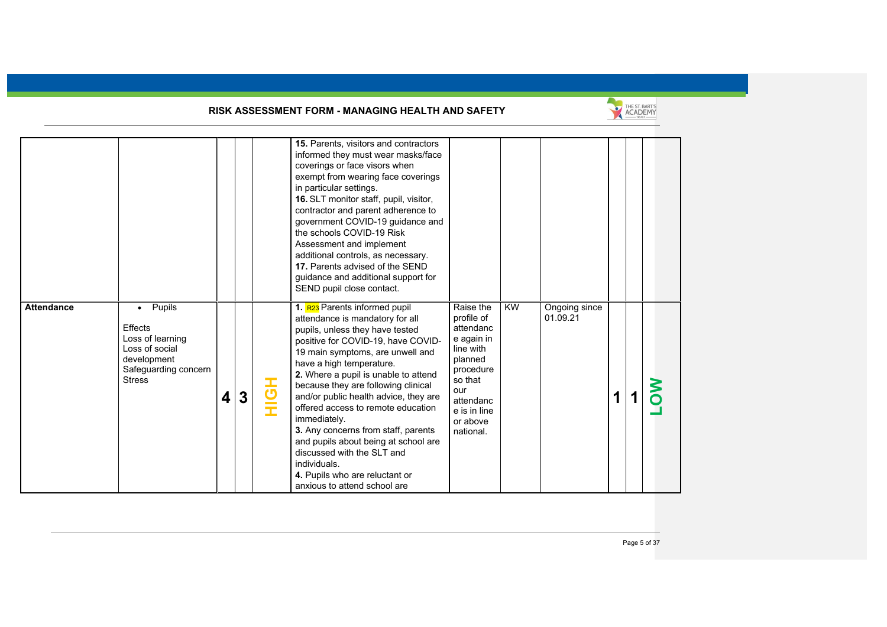## RISK ASSESSMENT FORM - MANAGING HEALTH AND SAFETY

| | | | | | | | | | | | |
|---|---|---|---|---|---|---|---|---|---|---|---|
| | | | | | **15.** Parents, visitors and contractors informed they must wear masks/face coverings or face visors when exempt from wearing face coverings in particular settings.<br>**16.** SLT monitor staff, pupil, visitor, contractor and parent adherence to government COVID-19 guidance and the schools COVID-19 Risk Assessment and implement additional controls, as necessary.<br>**17.** Parents advised of the SEND guidance and additional support for SEND pupil close contact. | | | | | | |
| **Attendance** | • Pupils<br><br>Effects<br>Loss of learning<br>Loss of social development<br>Safeguarding concern<br>Stress | **4** | **3** | **HIGH** | **1.** R23 Parents informed pupil attendance is mandatory for all pupils, unless they have tested positive for COVID-19, have COVID-19 main symptoms, are unwell and have a high temperature.<br>**2.** Where a pupil is unable to attend because they are following clinical and/or public health advice, they are offered access to remote education immediately.<br>**3.** Any concerns from staff, parents and pupils about being at school are discussed with the SLT and individuals.<br>**4.** Pupils who are reluctant or anxious to attend school are | Raise the profile of attendance again in line with planned procedure so that our attendance is in line or above national. | KW | Ongoing since 01.09.21 | **1** | **1** | **LOW** |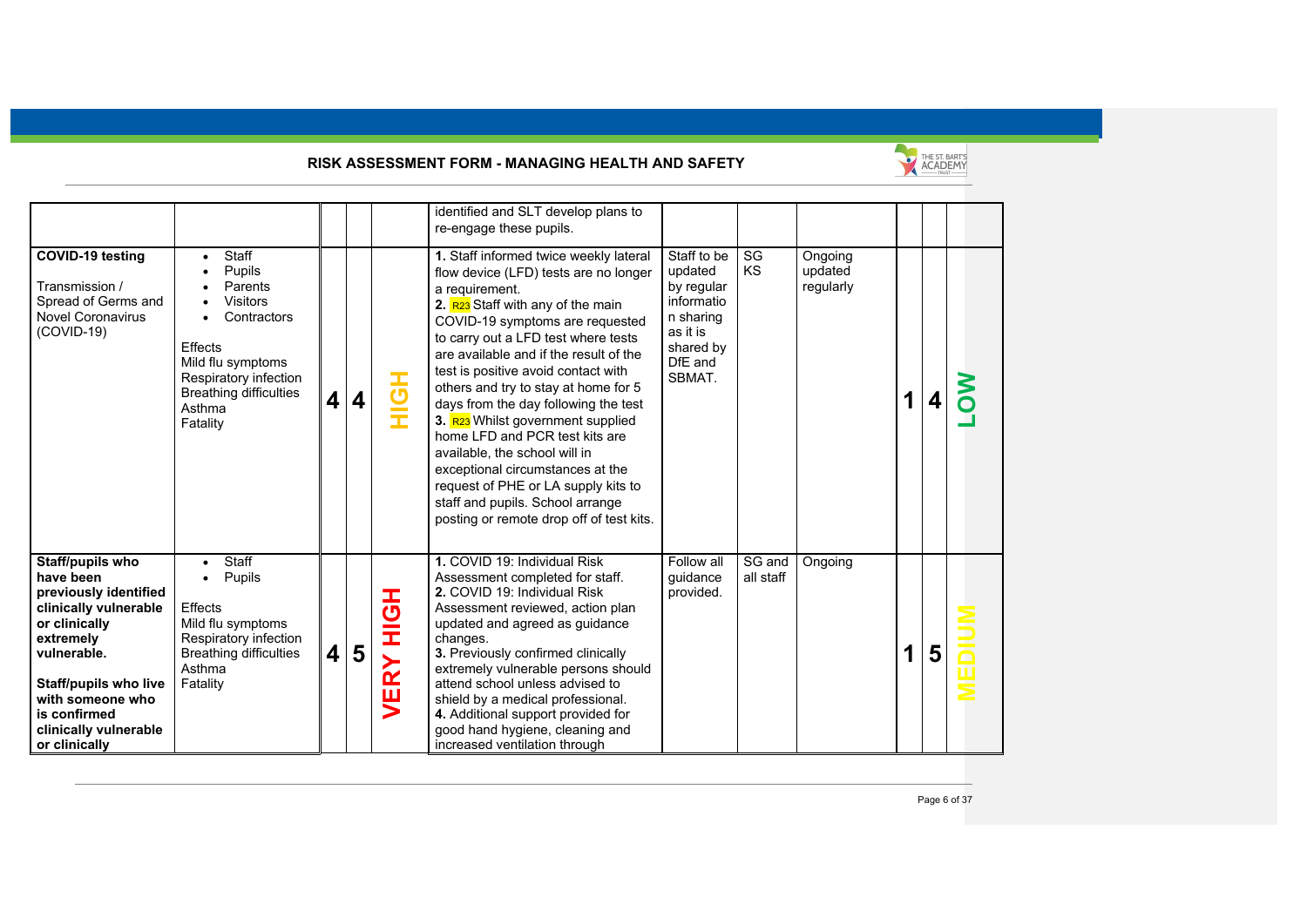RISK ASSESSMENT FORM - MANAGING HEALTH AND SAFETY

| | | | | | | | | | | | |
|---|---|---|---|---|---|---|---|---|---|---|---|
| | | | | | identified and SLT develop plans to re-engage these pupils. | | | | | | |
| **COVID-19 testing**<br><br>Transmission / Spread of Germs and Novel Coronavirus (COVID-19) | • Staff<br>• Pupils<br>• Parents<br>• Visitors<br>• Contractors<br><br>Effects<br>Mild flu symptoms<br>Respiratory infection<br>Breathing difficulties<br>Asthma<br>Fatality | **4** | **4** | **HIGH** | **1.** Staff informed twice weekly lateral flow device (LFD) tests are no longer a requirement.<br>**2.** R23 Staff with any of the main COVID-19 symptoms are requested to carry out a LFD test where tests are available and if the result of the test is positive avoid contact with others and try to stay at home for 5 days from the day following the test<br>**3.** R23 Whilst government supplied home LFD and PCR test kits are available, the school will in exceptional circumstances at the request of PHE or LA supply kits to staff and pupils. School arrange posting or remote drop off of test kits. | Staff to be updated by regular information sharing as it is shared by DfE and SBMAT. | SG<br>KS | Ongoing updated regularly | **1** | **4** | **LOW** |
| **Staff/pupils who have been previously identified clinically vulnerable or clinically extremely vulnerable.**<br><br>**Staff/pupils who live with someone who is confirmed clinically vulnerable or clinically** | • Staff<br>• Pupils<br><br>Effects<br>Mild flu symptoms<br>Respiratory infection<br>Breathing difficulties<br>Asthma<br>Fatality | **4** | **5** | **VERY HIGH** | **1.** COVID 19: Individual Risk Assessment completed for staff.<br>**2.** COVID 19: Individual Risk Assessment reviewed, action plan updated and agreed as guidance changes.<br>**3.** Previously confirmed clinically extremely vulnerable persons should attend school unless advised to shield by a medical professional.<br>**4.** Additional support provided for good hand hygiene, cleaning and increased ventilation through | Follow all guidance provided. | SG and all staff | Ongoing | **1** | **5** | **MEDIUM** |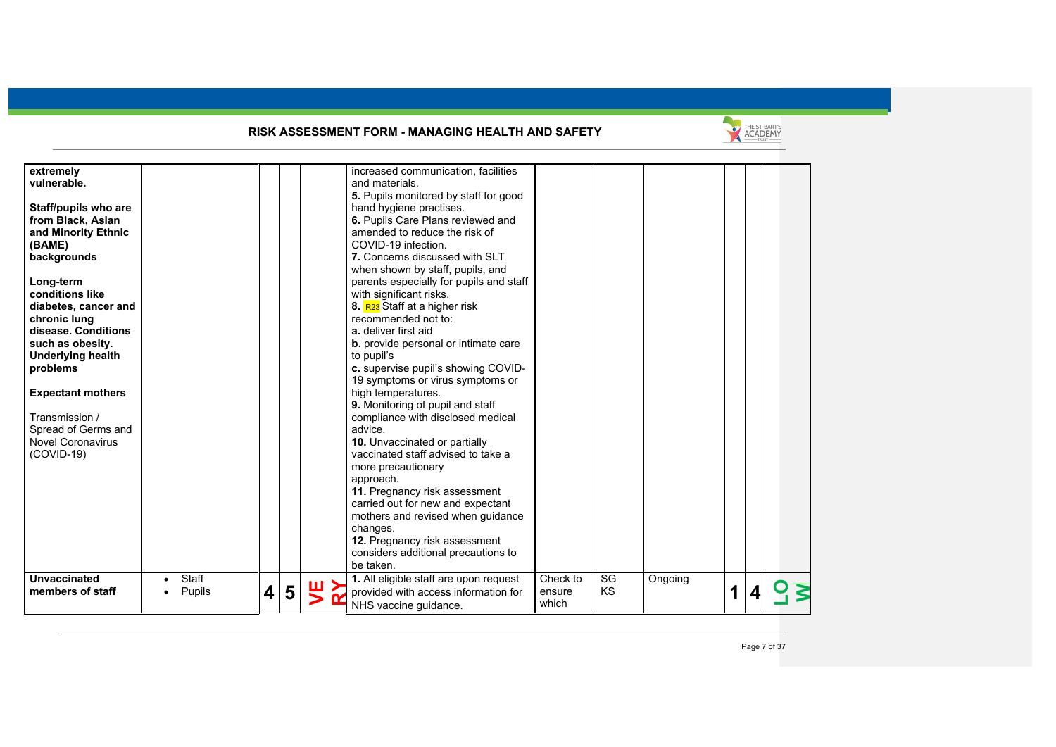## RISK ASSESSMENT FORM - MANAGING HEALTH AND SAFETY

| | | | | | | | | | | | |
|---|---|---|---|---|---|---|---|---|---|---|---|
| **extremely vulnerable.**<br><br>**Staff/pupils who are from Black, Asian and Minority Ethnic (BAME) backgrounds**<br><br>**Long-term conditions like diabetes, cancer and chronic lung disease. Conditions such as obesity. Underlying health problems**<br><br>**Expectant mothers**<br><br>Transmission / Spread of Germs and Novel Coronavirus (COVID-19) | | | | | increased communication, facilities and materials.<br>**5.** Pupils monitored by staff for good hand hygiene practises.<br>**6.** Pupils Care Plans reviewed and amended to reduce the risk of COVID-19 infection.<br>**7.** Concerns discussed with SLT when shown by staff, pupils, and parents especially for pupils and staff with significant risks.<br>**8.** R23 Staff at a higher risk recommended not to:<br>**a.** deliver first aid<br>**b.** provide personal or intimate care to pupil's<br>**c.** supervise pupil's showing COVID-19 symptoms or virus symptoms or high temperatures.<br>**9.** Monitoring of pupil and staff compliance with disclosed medical advice.<br>**10.** Unvaccinated or partially vaccinated staff advised to take a more precautionary approach.<br>**11.** Pregnancy risk assessment carried out for new and expectant mothers and revised when guidance changes.<br>**12.** Pregnancy risk assessment considers additional precautions to be taken. | | | | | | |
| **Unvaccinated members of staff** | • Staff<br>• Pupils | **4** | **5** | **VERY** | **1.** All eligible staff are upon request provided with access information for NHS vaccine guidance. | Check to ensure which | SG<br>KS | Ongoing | **1** | **4** | **LOW** |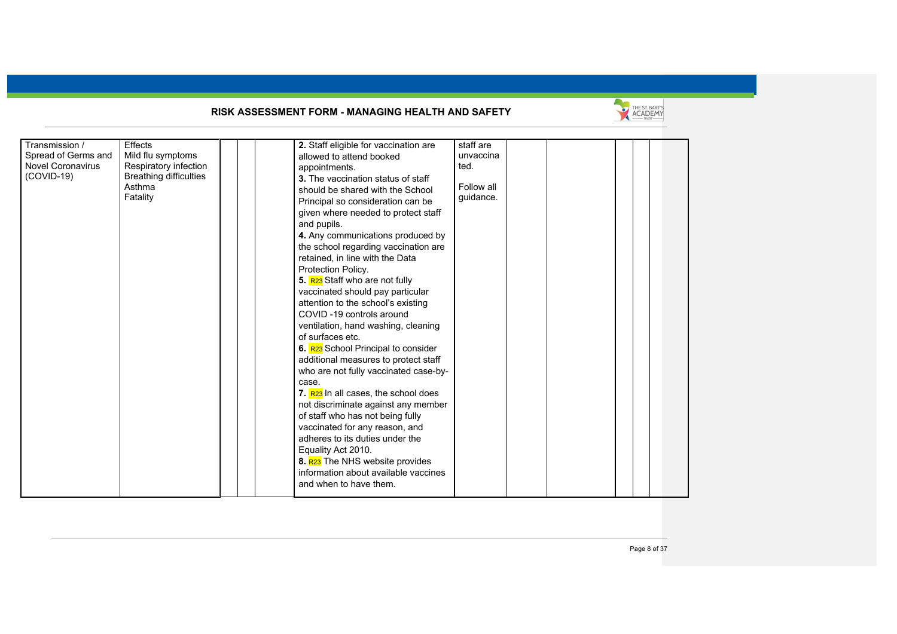# RISK ASSESSMENT FORM - MANAGING HEALTH AND SAFETY

| | | | | | | | | | | | |
|---|---|---|---|---|---|---|---|---|---|---|---|
| Transmission / Spread of Germs and Novel Coronavirus (COVID-19) | Effects<br>Mild flu symptoms<br>Respiratory infection<br>Breathing difficulties<br>Asthma<br>Fatality | | | | **2.** Staff eligible for vaccination are allowed to attend booked appointments.<br>**3.** The vaccination status of staff should be shared with the School Principal so consideration can be given where needed to protect staff and pupils.<br>**4.** Any communications produced by the school regarding vaccination are retained, in line with the Data Protection Policy.<br>**5.** R23 Staff who are not fully vaccinated should pay particular attention to the school's existing COVID -19 controls around ventilation, hand washing, cleaning of surfaces etc.<br>**6.** R23 School Principal to consider additional measures to protect staff who are not fully vaccinated case-by-case.<br>**7.** R23 In all cases, the school does not discriminate against any member of staff who has not being fully vaccinated for any reason, and adheres to its duties under the Equality Act 2010.<br>**8.** R23 The NHS website provides information about available vaccines and when to have them. | staff are unvaccinated.<br><br>Follow all guidance. | | | | | |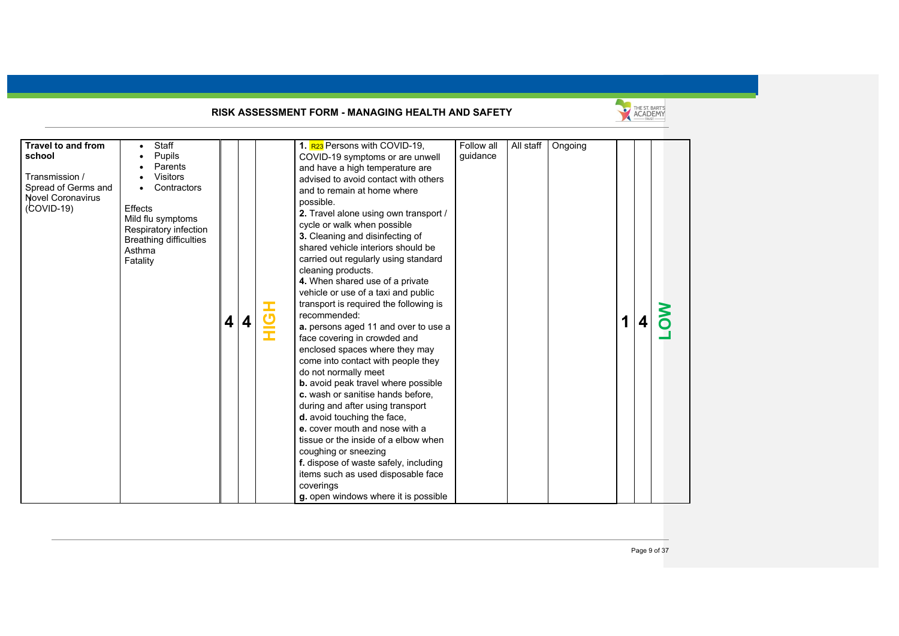**RISK ASSESSMENT FORM - MANAGING HEALTH AND SAFETY**

| | | | | | | | | | | | |
|---|---|---|---|---|---|---|---|---|---|---|---|
| **Travel to and from school**<br><br>Transmission / Spread of Germs and Novel Coronavirus (COVID-19) | • Staff<br>• Pupils<br>• Parents<br>• Visitors<br>• Contractors<br><br>Effects<br>Mild flu symptoms<br>Respiratory infection<br>Breathing difficulties<br>Asthma<br>Fatality | 4 | 4 | HIGH | **1.** R23 Persons with COVID-19, COVID-19 symptoms or are unwell and have a high temperature are advised to avoid contact with others and to remain at home where possible.<br>**2.** Travel alone using own transport / cycle or walk when possible<br>**3.** Cleaning and disinfecting of shared vehicle interiors should be carried out regularly using standard cleaning products.<br>**4.** When shared use of a private vehicle or use of a taxi and public transport is required the following is recommended:<br>**a.** persons aged 11 and over to use a face covering in crowded and enclosed spaces where they may come into contact with people they do not normally meet<br>**b.** avoid peak travel where possible<br>**c.** wash or sanitise hands before, during and after using transport<br>**d.** avoid touching the face,<br>**e.** cover mouth and nose with a tissue or the inside of a elbow when coughing or sneezing<br>**f.** dispose of waste safely, including items such as used disposable face coverings<br>**g.** open windows where it is possible | Follow all guidance | All staff | Ongoing | 1 | 4 | LOW |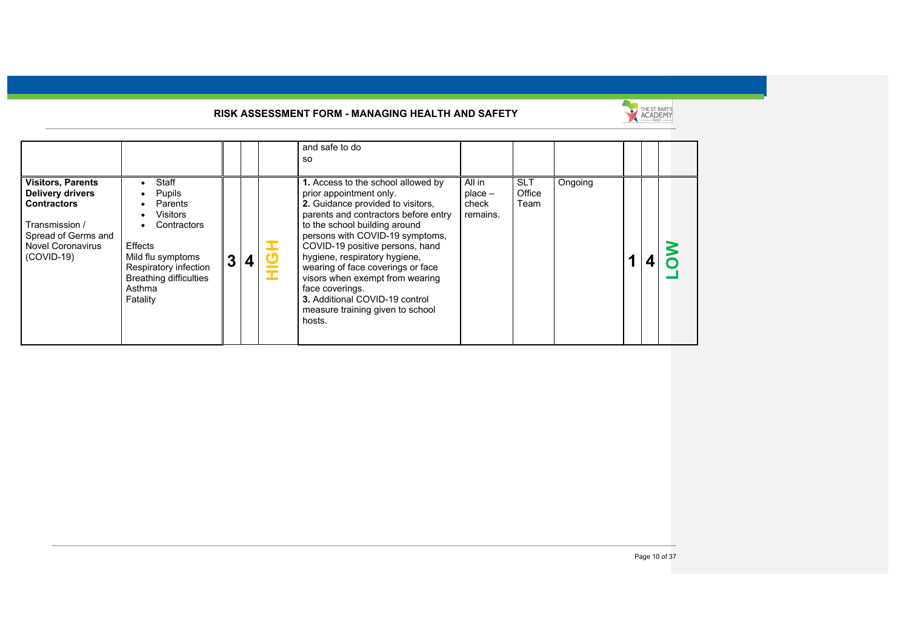# RISK ASSESSMENT FORM - MANAGING HEALTH AND SAFETY

| | | | | | | | | | | | |
|---|---|---|---|---|---|---|---|---|---|---|---|
| | | | | | and safe to do so | | | | | | |
| **Visitors, Parents Delivery drivers Contractors**<br><br>Transmission / Spread of Germs and Novel Coronavirus (COVID-19) | • Staff<br>• Pupils<br>• Parents<br>• Visitors<br>• Contractors<br><br>Effects<br>Mild flu symptoms<br>Respiratory infection<br>Breathing difficulties<br>Asthma<br>Fatality | **3** | **4** | **HIGH** | **1.** Access to the school allowed by prior appointment only.<br>**2.** Guidance provided to visitors, parents and contractors before entry to the school building around persons with COVID-19 symptoms, COVID-19 positive persons, hand hygiene, respiratory hygiene, wearing of face coverings or face visors when exempt from wearing face coverings.<br>**3.** Additional COVID-19 control measure training given to school hosts. | All in place – check remains. | SLT Office Team | Ongoing | **1** | **4** | **LOW** |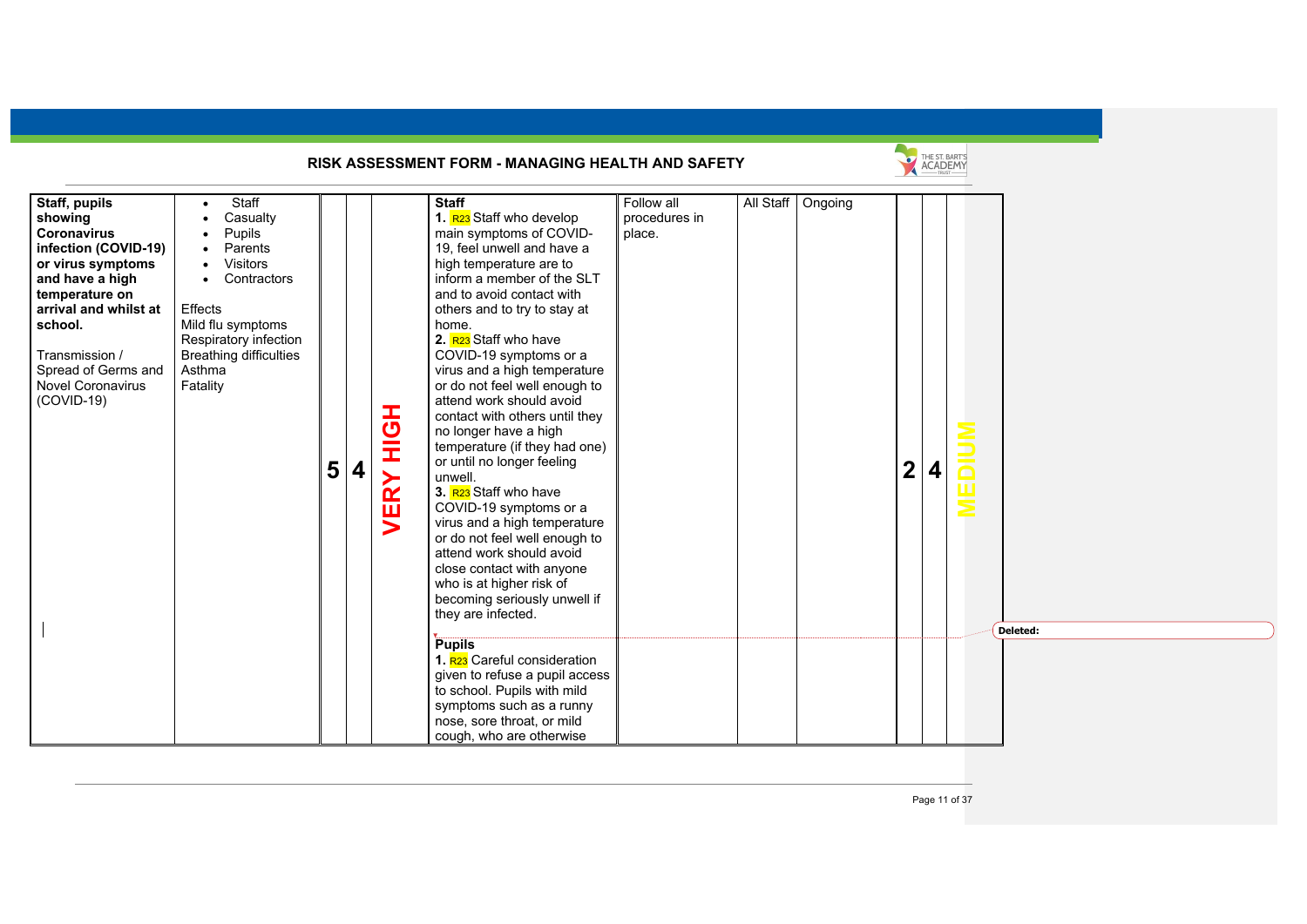## RISK ASSESSMENT FORM - MANAGING HEALTH AND SAFETY

| | | | | | | | | | | | |
|---|---|---|---|---|---|---|---|---|---|---|---|
| **Staff, pupils showing Coronavirus infection (COVID-19) or virus symptoms and have a high temperature on arrival and whilst at school.**<br><br>Transmission / Spread of Germs and Novel Coronavirus (COVID-19) | • Staff<br>• Casualty<br>• Pupils<br>• Parents<br>• Visitors<br>• Contractors<br><br>Effects<br>Mild flu symptoms<br>Respiratory infection<br>Breathing difficulties<br>Asthma<br>Fatality | **5** | **4** | **VERY HIGH** | **Staff**<br>**1.** R23 Staff who develop main symptoms of COVID-19, feel unwell and have a high temperature are to inform a member of the SLT and to avoid contact with others and to try to stay at home.<br>**2.** R23 Staff who have COVID-19 symptoms or a virus and a high temperature or do not feel well enough to attend work should avoid contact with others until they no longer have a high temperature (if they had one) or until no longer feeling unwell.<br>**3.** R23 Staff who have COVID-19 symptoms or a virus and a high temperature or do not feel well enough to attend work should avoid close contact with anyone who is at higher risk of becoming seriously unwell if they are infected.<br><br>**Pupils**<br>**1.** R23 Careful consideration given to refuse a pupil access to school. Pupils with mild symptoms such as a runny nose, sore throat, or mild cough, who are otherwise | Follow all procedures in place. | All Staff | Ongoing | **2** | **4** | **MEDIUM** |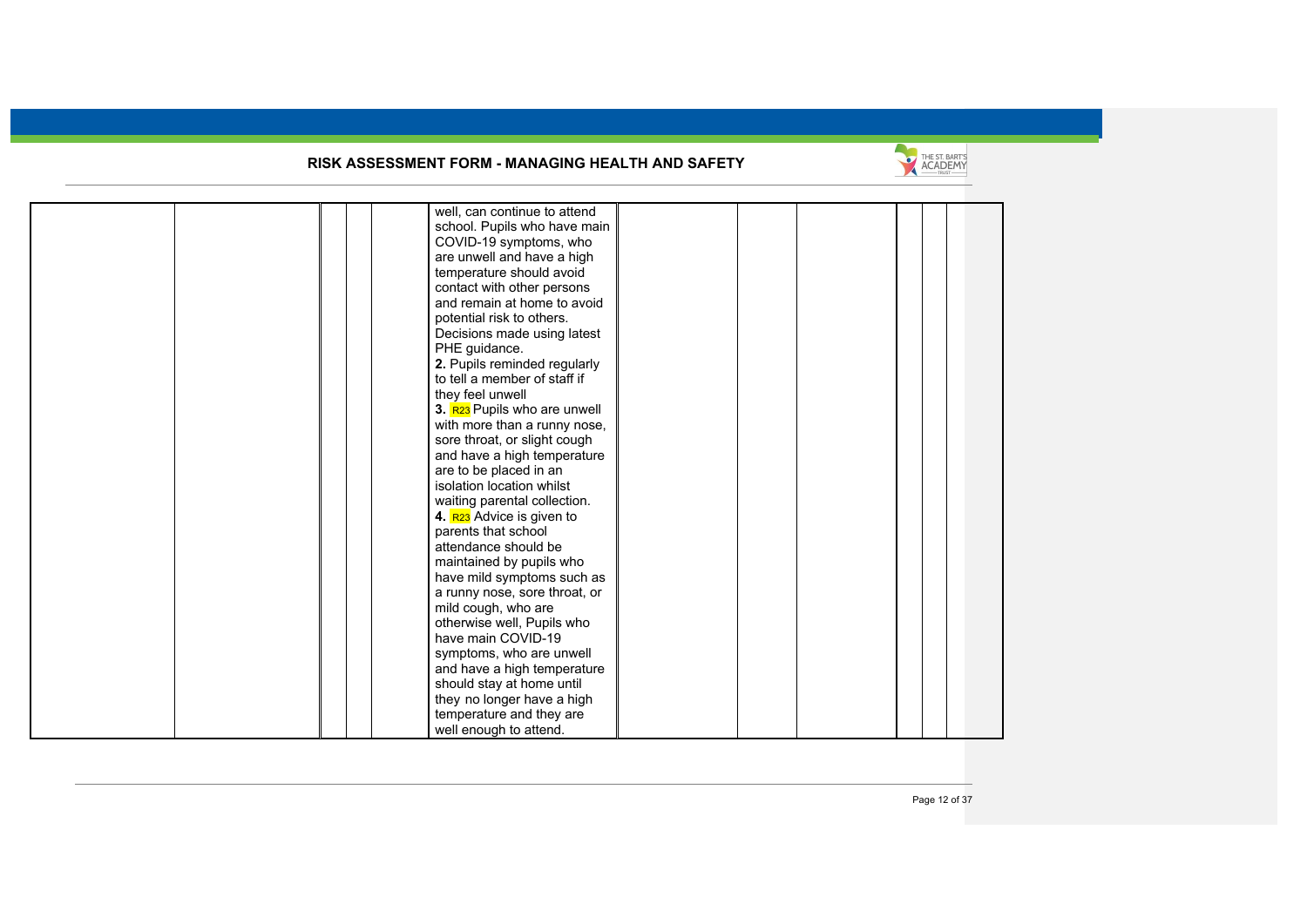| | | | | | | | | | | | |
|---|---|---|---|---|---|---|---|---|---|---|---|
| | | | | | well, can continue to attend school. Pupils who have main COVID-19 symptoms, who are unwell and have a high temperature should avoid contact with other persons and remain at home to avoid potential risk to others. Decisions made using latest PHE guidance.<br>**2.** Pupils reminded regularly to tell a member of staff if they feel unwell<br>**3.** R23 Pupils who are unwell with more than a runny nose, sore throat, or slight cough and have a high temperature are to be placed in an isolation location whilst waiting parental collection.<br>**4.** R23 Advice is given to parents that school attendance should be maintained by pupils who have mild symptoms such as a runny nose, sore throat, or mild cough, who are otherwise well, Pupils who have main COVID-19 symptoms, who are unwell and have a high temperature should stay at home until they no longer have a high temperature and they are well enough to attend. | | | | | | |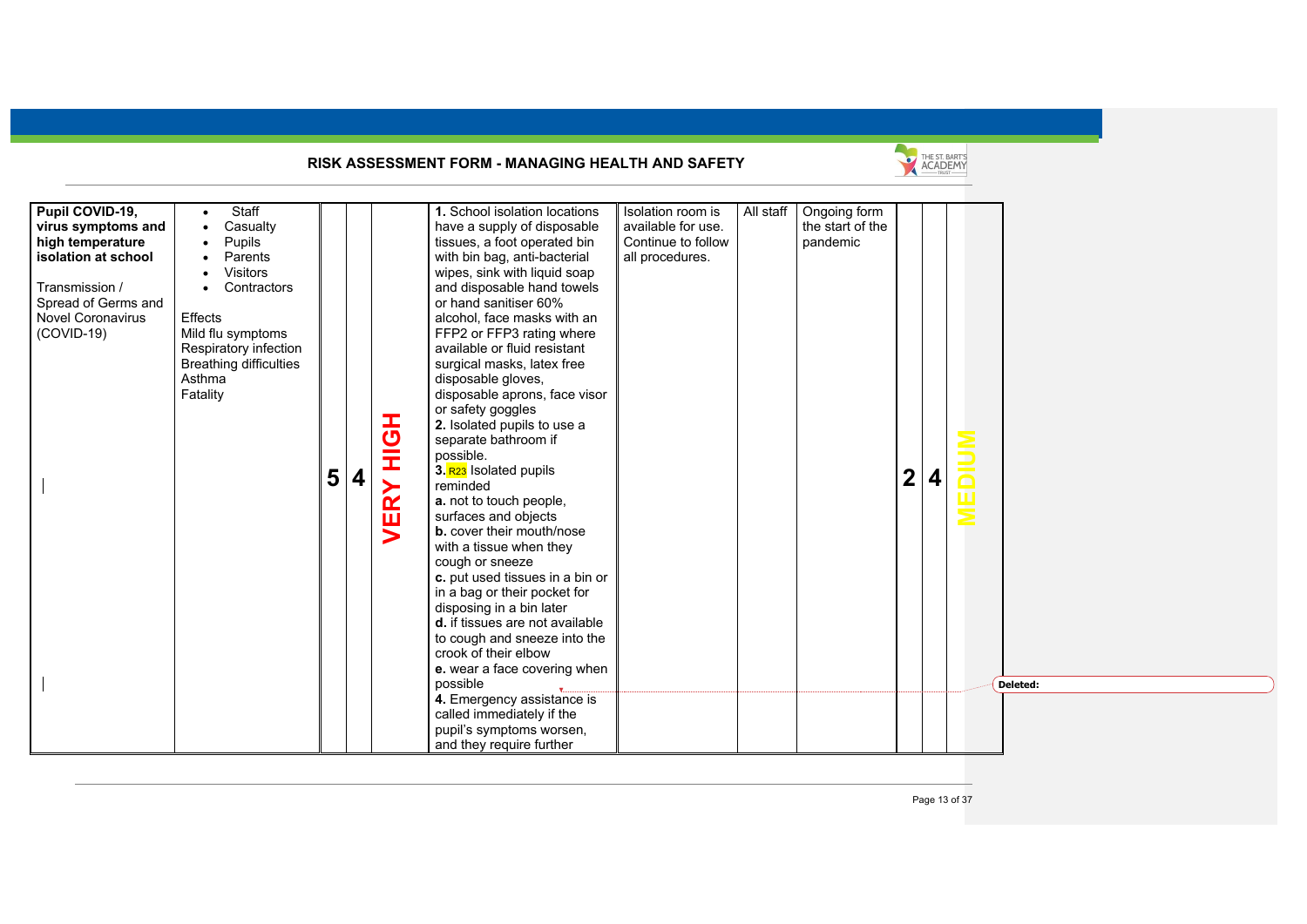## RISK ASSESSMENT FORM - MANAGING HEALTH AND SAFETY

| | | | | | | | | | | | |
|---|---|---|---|---|---|---|---|---|---|---|---|
| **Pupil COVID-19, virus symptoms and high temperature isolation at school**<br><br>Transmission / Spread of Germs and Novel Coronavirus (COVID-19) | • Staff<br>• Casualty<br>• Pupils<br>• Parents<br>• Visitors<br>• Contractors<br><br>Effects<br>Mild flu symptoms<br>Respiratory infection<br>Breathing difficulties<br>Asthma<br>Fatality | **5** | **4** | **VERY HIGH** | **1.** School isolation locations have a supply of disposable tissues, a foot operated bin with bin bag, anti-bacterial wipes, sink with liquid soap and disposable hand towels or hand sanitiser 60% alcohol, face masks with an FFP2 or FFP3 rating where available or fluid resistant surgical masks, latex free disposable gloves, disposable aprons, face visor or safety goggles<br>**2.** Isolated pupils to use a separate bathroom if possible.<br>**3.** R23 Isolated pupils reminded<br>**a.** not to touch people, surfaces and objects<br>**b.** cover their mouth/nose with a tissue when they cough or sneeze<br>**c.** put used tissues in a bin or in a bag or their pocket for disposing in a bin later<br>**d.** if tissues are not available to cough and sneeze into the crook of their elbow<br>**e.** wear a face covering when possible<br>**4.** Emergency assistance is called immediately if the pupil's symptoms worsen, and they require further | Isolation room is available for use. Continue to follow all procedures. | All staff | Ongoing form the start of the pandemic | **2** | **4** | **MEDIUM** |

Deleted: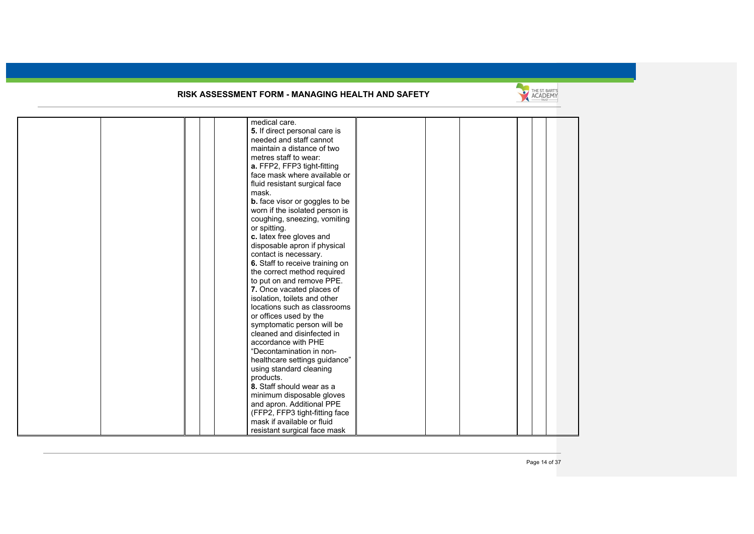# RISK ASSESSMENT FORM - MANAGING HEALTH AND SAFETY

| | | | | | | | | | | | |
|---|---|---|---|---|---|---|---|---|---|---|---|
| | | | | | medical care.<br>**5.** If direct personal care is needed and staff cannot maintain a distance of two metres staff to wear:<br>**a.** FFP2, FFP3 tight-fitting face mask where available or fluid resistant surgical face mask.<br>**b.** face visor or goggles to be worn if the isolated person is coughing, sneezing, vomiting or spitting.<br>**c.** latex free gloves and disposable apron if physical contact is necessary.<br>**6.** Staff to receive training on the correct method required to put on and remove PPE.<br>**7.** Once vacated places of isolation, toilets and other locations such as classrooms or offices used by the symptomatic person will be cleaned and disinfected in accordance with PHE “Decontamination in non-healthcare settings guidance” using standard cleaning products.<br>**8.** Staff should wear as a minimum disposable gloves and apron. Additional PPE (FFP2, FFP3 tight-fitting face mask if available or fluid resistant surgical face mask | | | | | | |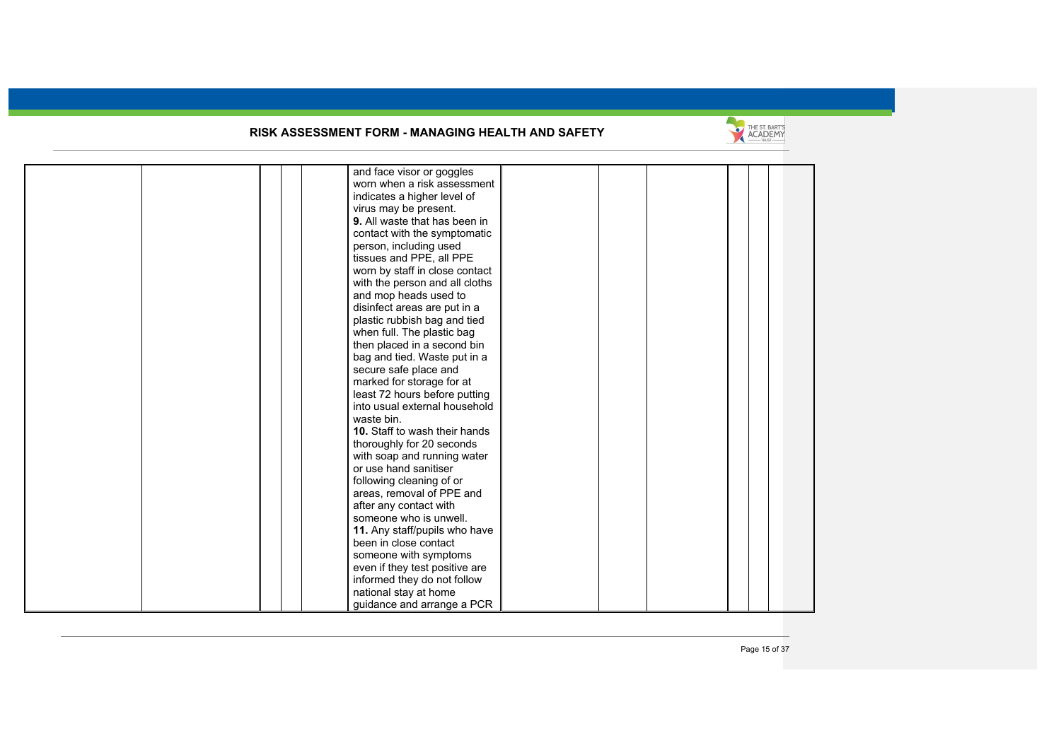| | | | | | | | | | | | |
|---|---|---|---|---|---|---|---|---|---|---|---|
| | | | | | and face visor or goggles worn when a risk assessment indicates a higher level of virus may be present.<br>**9.** All waste that has been in contact with the symptomatic person, including used tissues and PPE, all PPE worn by staff in close contact with the person and all cloths and mop heads used to disinfect areas are put in a plastic rubbish bag and tied when full. The plastic bag then placed in a second bin bag and tied. Waste put in a secure safe place and marked for storage for at least 72 hours before putting into usual external household waste bin.<br>**10.** Staff to wash their hands thoroughly for 20 seconds with soap and running water or use hand sanitiser following cleaning of or areas, removal of PPE and after any contact with someone who is unwell.<br>**11.** Any staff/pupils who have been in close contact someone with symptoms even if they test positive are informed they do not follow national stay at home guidance and arrange a PCR | | | | | | |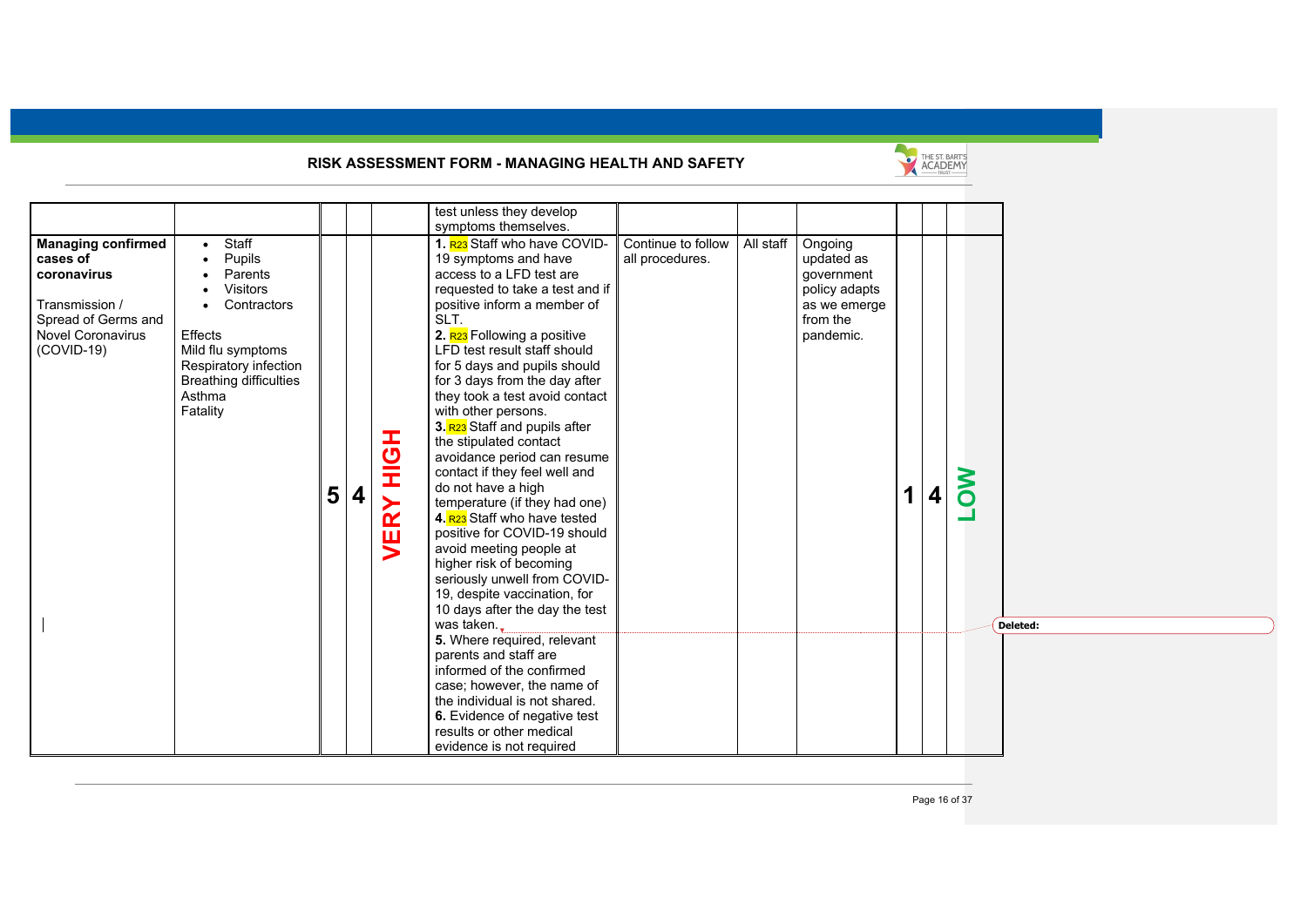RISK ASSESSMENT FORM - MANAGING HEALTH AND SAFETY

| | | | | | | | | | | | |
|---|---|---|---|---|---|---|---|---|---|---|---|
| | | | | | test unless they develop symptoms themselves. | | | | | | |
| **Managing confirmed cases of coronavirus**<br><br>Transmission / Spread of Germs and Novel Coronavirus (COVID-19) | • Staff<br>• Pupils<br>• Parents<br>• Visitors<br>• Contractors<br><br>Effects<br>Mild flu symptoms<br>Respiratory infection<br>Breathing difficulties<br>Asthma<br>Fatality | 5 | 4 | VERY HIGH | **1.** R23 Staff who have COVID-19 symptoms and have access to a LFD test are requested to take a test and if positive inform a member of SLT.<br>**2.** R23 Following a positive LFD test result staff should for 5 days and pupils should for 3 days from the day after they took a test avoid contact with other persons.<br>**3.** R23 Staff and pupils after the stipulated contact avoidance period can resume contact if they feel well and do not have a high temperature (if they had one)<br>**4.** R23 Staff who have tested positive for COVID-19 should avoid meeting people at higher risk of becoming seriously unwell from COVID-19, despite vaccination, for 10 days after the day the test was taken.<br>**5.** Where required, relevant parents and staff are informed of the confirmed case; however, the name of the individual is not shared.<br>**6.** Evidence of negative test results or other medical evidence is not required | Continue to follow all procedures. | All staff | Ongoing updated as government policy adapts as we emerge from the pandemic. | 1 | 4 | LOW |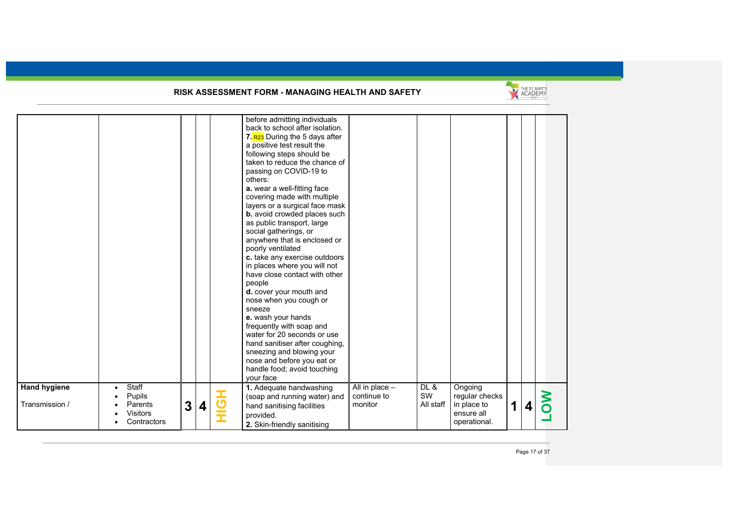## RISK ASSESSMENT FORM - MANAGING HEALTH AND SAFETY

| | | | | | | | | | | | |
|---|---|---|---|---|---|---|---|---|---|---|---|
| | | | | | before admitting individuals back to school after isolation.<br>**7.** R23 During the 5 days after a positive test result the following steps should be taken to reduce the chance of passing on COVID-19 to others:<br>**a.** wear a well-fitting face covering made with multiple layers or a surgical face mask<br>**b.** avoid crowded places such as public transport, large social gatherings, or anywhere that is enclosed or poorly ventilated<br>**c.** take any exercise outdoors in places where you will not have close contact with other people<br>**d.** cover your mouth and nose when you cough or sneeze<br>**e.** wash your hands frequently with soap and water for 20 seconds or use hand sanitiser after coughing, sneezing and blowing your nose and before you eat or handle food; avoid touching your face | | | | | | |
| **Hand hygiene**<br><br>Transmission / | • Staff<br>• Pupils<br>• Parents<br>• Visitors<br>• Contractors | **3** | **4** | **HIGH** | **1.** Adequate handwashing (soap and running water) and hand sanitising facilities provided.<br>**2.** Skin-friendly sanitising | All in place – continue to monitor | DL & SW<br>All staff | Ongoing regular checks in place to ensure all operational. | **1** | **4** | **LOW** |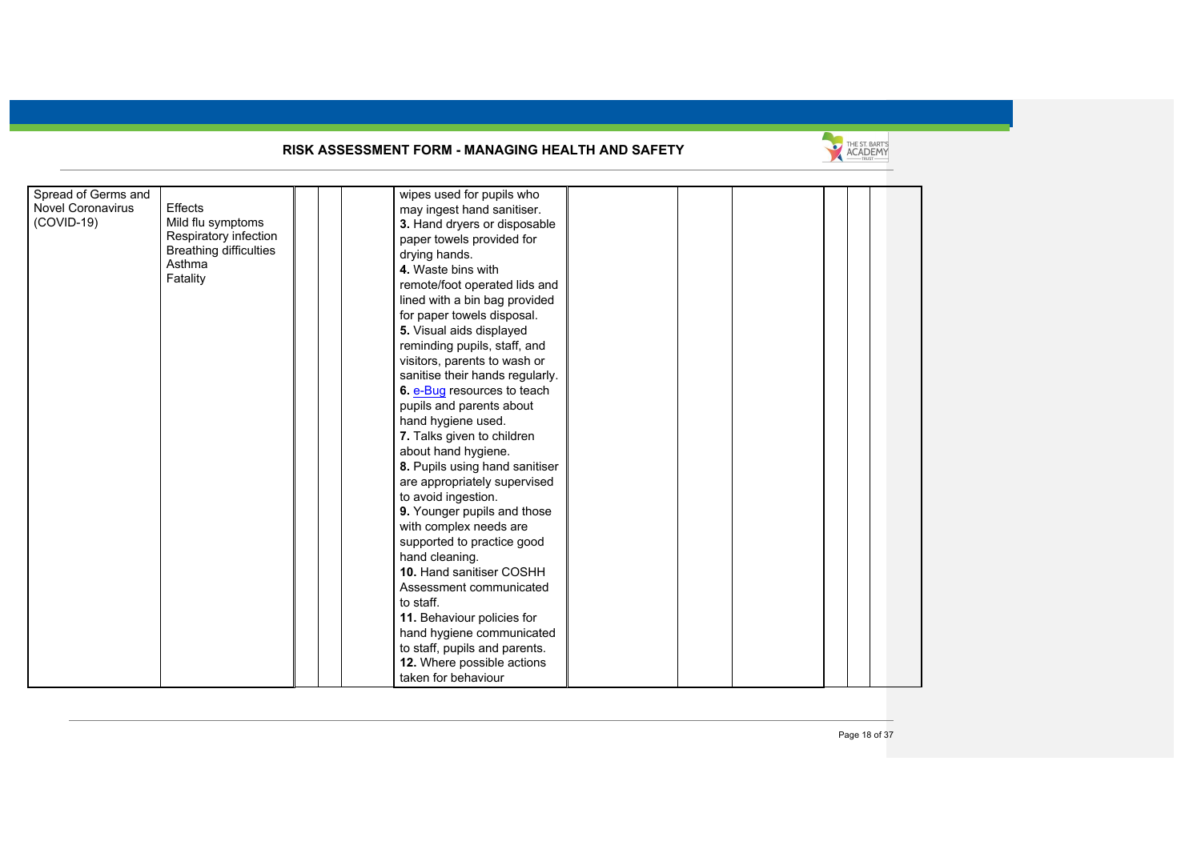## RISK ASSESSMENT FORM - MANAGING HEALTH AND SAFETY

| | | | | | | | | | | | |
|---|---|---|---|---|---|---|---|---|---|---|---|
| Spread of Germs and Novel Coronavirus (COVID-19) | Effects<br>Mild flu symptoms<br>Respiratory infection<br>Breathing difficulties<br>Asthma<br>Fatality | | | | wipes used for pupils who may ingest hand sanitiser.<br>**3.** Hand dryers or disposable paper towels provided for drying hands.<br>**4.** Waste bins with remote/foot operated lids and lined with a bin bag provided for paper towels disposal.<br>**5.** Visual aids displayed reminding pupils, staff, and visitors, parents to wash or sanitise their hands regularly.<br>**6.** e-Bug resources to teach pupils and parents about hand hygiene used.<br>**7.** Talks given to children about hand hygiene.<br>**8.** Pupils using hand sanitiser are appropriately supervised to avoid ingestion.<br>**9.** Younger pupils and those with complex needs are supported to practice good hand cleaning.<br>**10.** Hand sanitiser COSHH Assessment communicated to staff.<br>**11.** Behaviour policies for hand hygiene communicated to staff, pupils and parents.<br>**12.** Where possible actions taken for behaviour | | | | | | |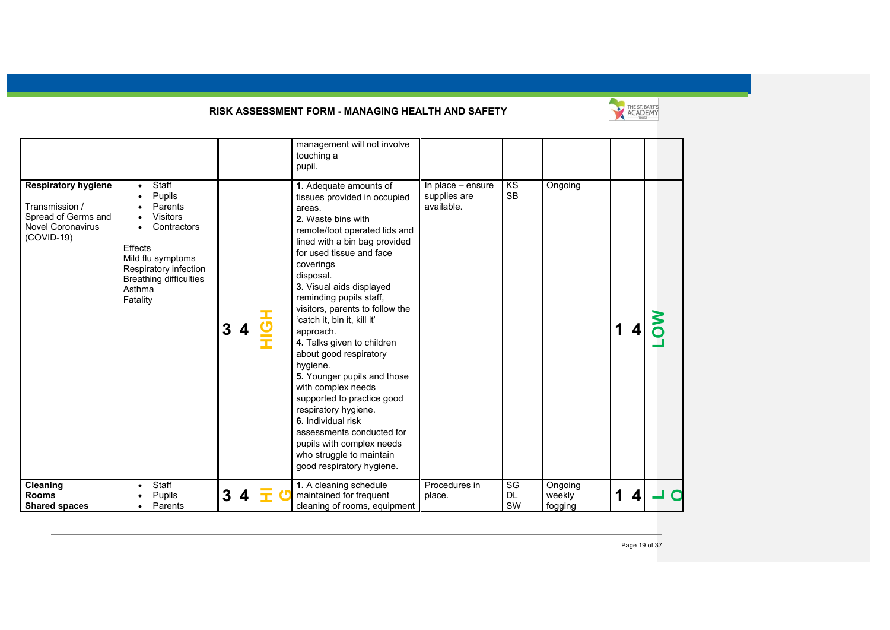# RISK ASSESSMENT FORM - MANAGING HEALTH AND SAFETY

| | | | | | | | | | | | |
|---|---|---|---|---|---|---|---|---|---|---|---|
| | | | | | management will not involve touching a pupil. | | | | | | |
| **Respiratory hygiene**<br><br>Transmission / Spread of Germs and Novel Coronavirus (COVID-19) | • Staff<br>• Pupils<br>• Parents<br>• Visitors<br>• Contractors<br><br>Effects<br>Mild flu symptoms<br>Respiratory infection<br>Breathing difficulties<br>Asthma<br>Fatality | 3 | 4 | HIGH | **1.** Adequate amounts of tissues provided in occupied areas.<br>**2.** Waste bins with remote/foot operated lids and lined with a bin bag provided for used tissue and face coverings disposal.<br>**3.** Visual aids displayed reminding pupils staff, visitors, parents to follow the 'catch it, bin it, kill it' approach.<br>**4.** Talks given to children about good respiratory hygiene.<br>**5.** Younger pupils and those with complex needs supported to practice good respiratory hygiene.<br>**6.** Individual risk assessments conducted for pupils with complex needs who struggle to maintain good respiratory hygiene. | In place – ensure supplies are available. | KS<br>SB | Ongoing | 1 | 4 | LOW |
| **Cleaning**<br>**Rooms**<br>**Shared spaces** | • Staff<br>• Pupils<br>• Parents | 3 | 4 | HIG | **1.** A cleaning schedule maintained for frequent cleaning of rooms, equipment | Procedures in place. | SG<br>DL<br>SW | Ongoing weekly fogging | 1 | 4 | LO |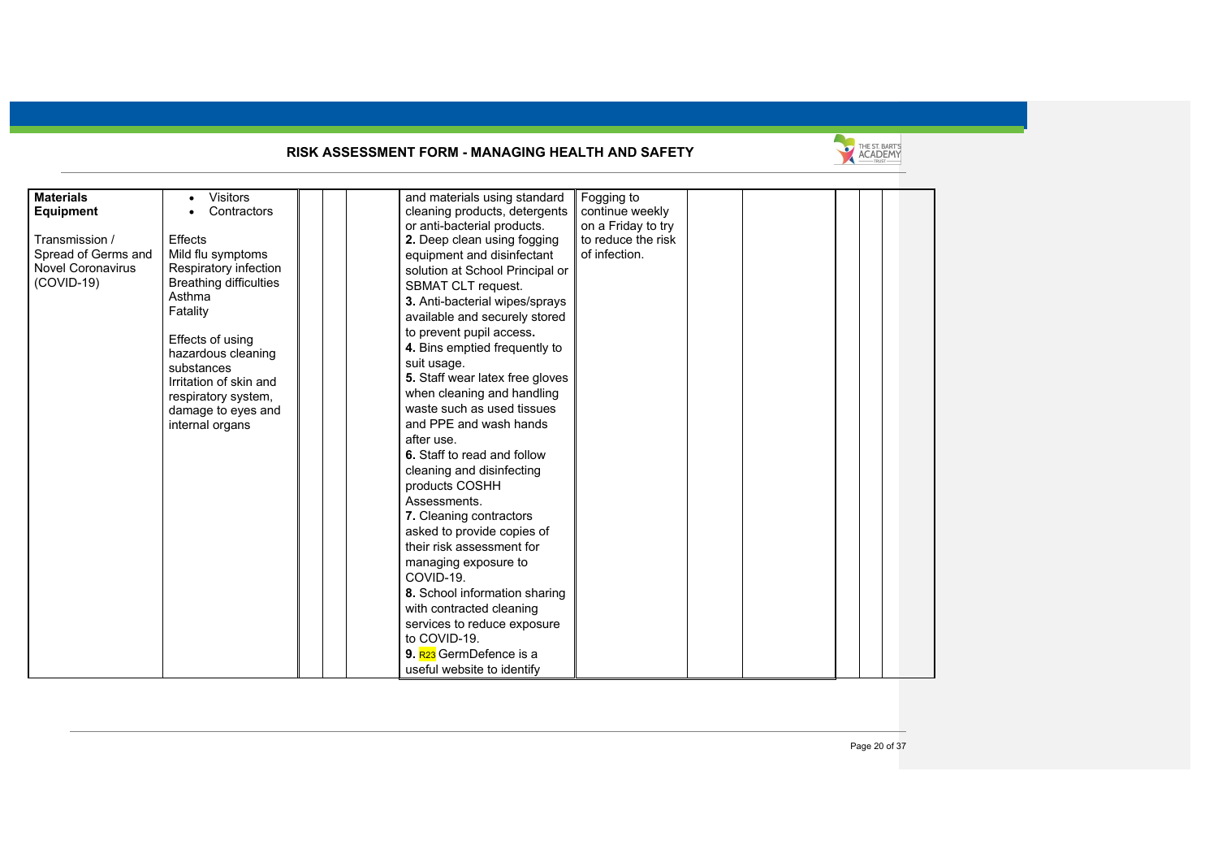## RISK ASSESSMENT FORM - MANAGING HEALTH AND SAFETY

| | | | | | | | | | | | |
|---|---|---|---|---|---|---|---|---|---|---|---|
| **Materials Equipment**<br><br>Transmission / Spread of Germs and Novel Coronavirus (COVID-19) | • Visitors<br>• Contractors<br><br>Effects<br>Mild flu symptoms<br>Respiratory infection<br>Breathing difficulties<br>Asthma<br>Fatality<br><br>Effects of using hazardous cleaning substances<br>Irritation of skin and respiratory system, damage to eyes and internal organs | | | | and materials using standard cleaning products, detergents or anti-bacterial products.<br>**2.** Deep clean using fogging equipment and disinfectant solution at School Principal or SBMAT CLT request.<br>**3.** Anti-bacterial wipes/sprays available and securely stored to prevent pupil access**.**<br>**4.** Bins emptied frequently to suit usage.<br>**5.** Staff wear latex free gloves when cleaning and handling waste such as used tissues and PPE and wash hands after use.<br>**6.** Staff to read and follow cleaning and disinfecting products COSHH Assessments.<br>**7.** Cleaning contractors asked to provide copies of their risk assessment for managing exposure to COVID-19.<br>**8.** School information sharing with contracted cleaning services to reduce exposure to COVID-19.<br>**9.** R23 GermDefence is a useful website to identify | Fogging to continue weekly on a Friday to try to reduce the risk of infection. | | | | | |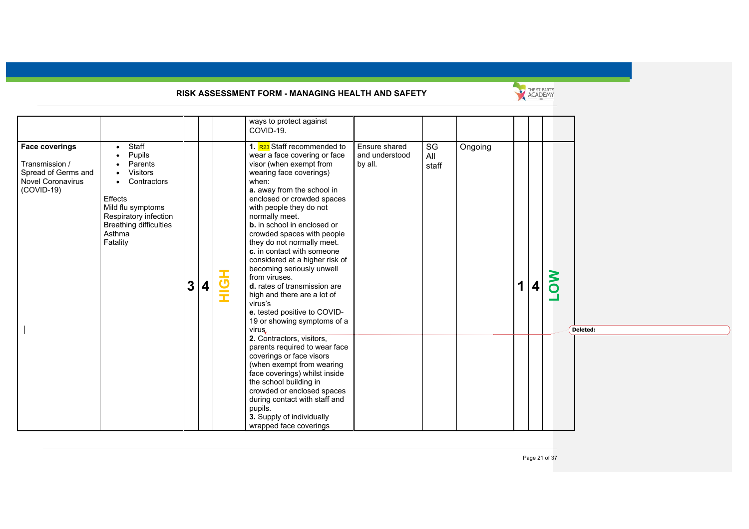## RISK ASSESSMENT FORM - MANAGING HEALTH AND SAFETY

| | | | | | | | | | | | |
|---|---|---|---|---|---|---|---|---|---|---|---|
| | | | | | ways to protect against COVID-19. | | | | | | |
| **Face coverings**<br><br>Transmission / Spread of Germs and Novel Coronavirus (COVID-19) | • Staff<br>• Pupils<br>• Parents<br>• Visitors<br>• Contractors<br><br>Effects<br>Mild flu symptoms<br>Respiratory infection<br>Breathing difficulties<br>Asthma<br>Fatality | 3 | 4 | HIGH | **1.** R23 Staff recommended to wear a face covering or face visor (when exempt from wearing face coverings) when:<br>**a.** away from the school in enclosed or crowded spaces with people they do not normally meet.<br>**b.** in school in enclosed or crowded spaces with people they do not normally meet.<br>**c.** in contact with someone considered at a higher risk of becoming seriously unwell from viruses.<br>**d.** rates of transmission are high and there are a lot of virus's<br>**e.** tested positive to COVID-19 or showing symptoms of a virus<br>**2.** Contractors, visitors, parents required to wear face coverings or face visors (when exempt from wearing face coverings) whilst inside the school building in crowded or enclosed spaces during contact with staff and pupils.<br>**3.** Supply of individually wrapped face coverings | Ensure shared and understood by all. | SG<br>All staff | Ongoing | 1 | 4 | LOW |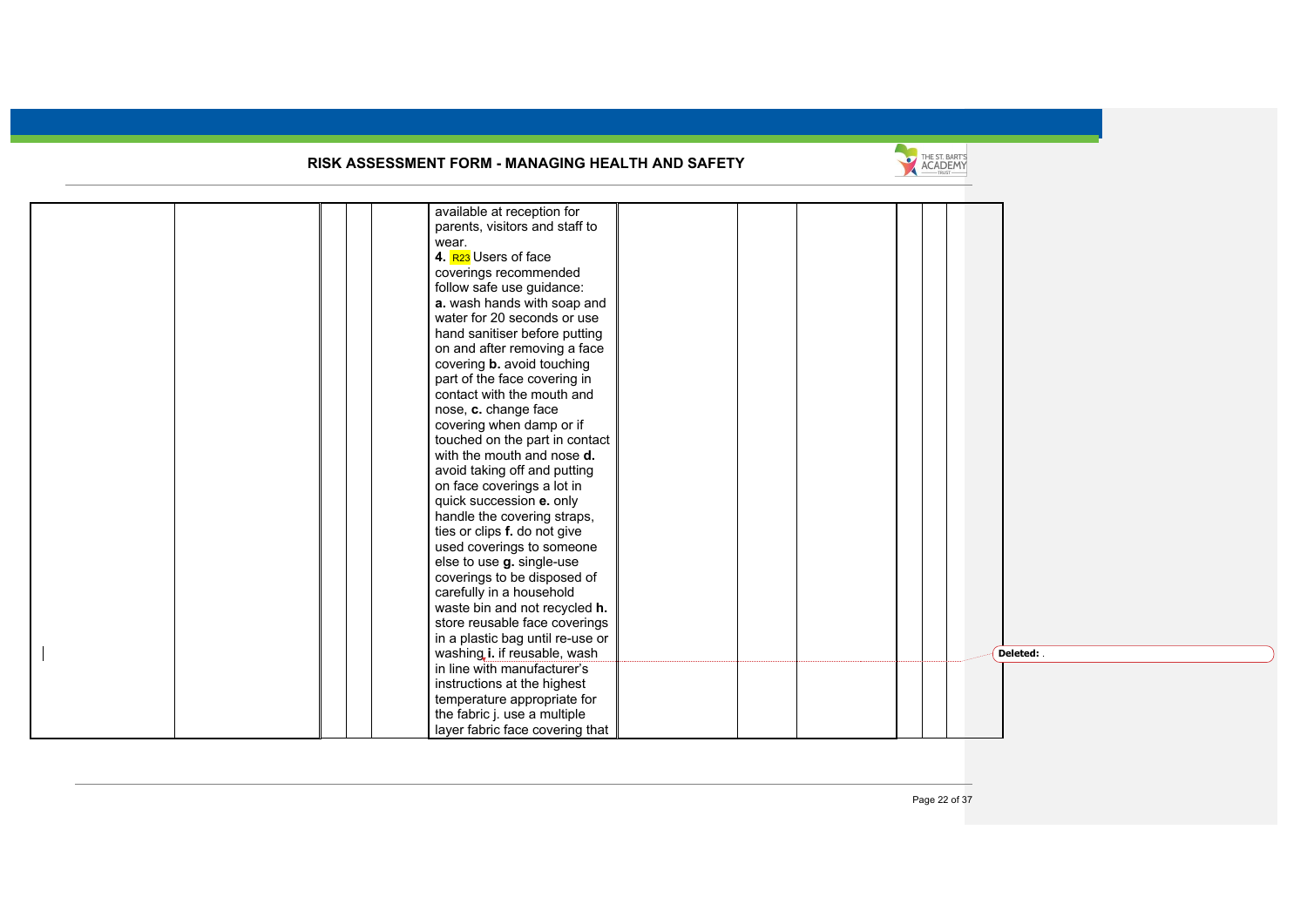# RISK ASSESSMENT FORM - MANAGING HEALTH AND SAFETY

| | | | | | | | | | | |
|---|---|---|---|---|---|---|---|---|---|---|
| | | | | | available at reception for parents, visitors and staff to wear.<br>**4.** R23 Users of face coverings recommended follow safe use guidance:<br>**a.** wash hands with soap and water for 20 seconds or use hand sanitiser before putting on and after removing a face covering **b.** avoid touching part of the face covering in contact with the mouth and nose, **c.** change face covering when damp or if touched on the part in contact with the mouth and nose **d.** avoid taking off and putting on face coverings a lot in quick succession **e.** only handle the covering straps, ties or clips **f.** do not give used coverings to someone else to use **g.** single-use coverings to be disposed of carefully in a household waste bin and not recycled **h.** store reusable face coverings in a plastic bag until re-use or washing **i.** if reusable, wash in line with manufacturer's instructions at the highest temperature appropriate for the fabric j. use a multiple layer fabric face covering that | | | | | |

Deleted: .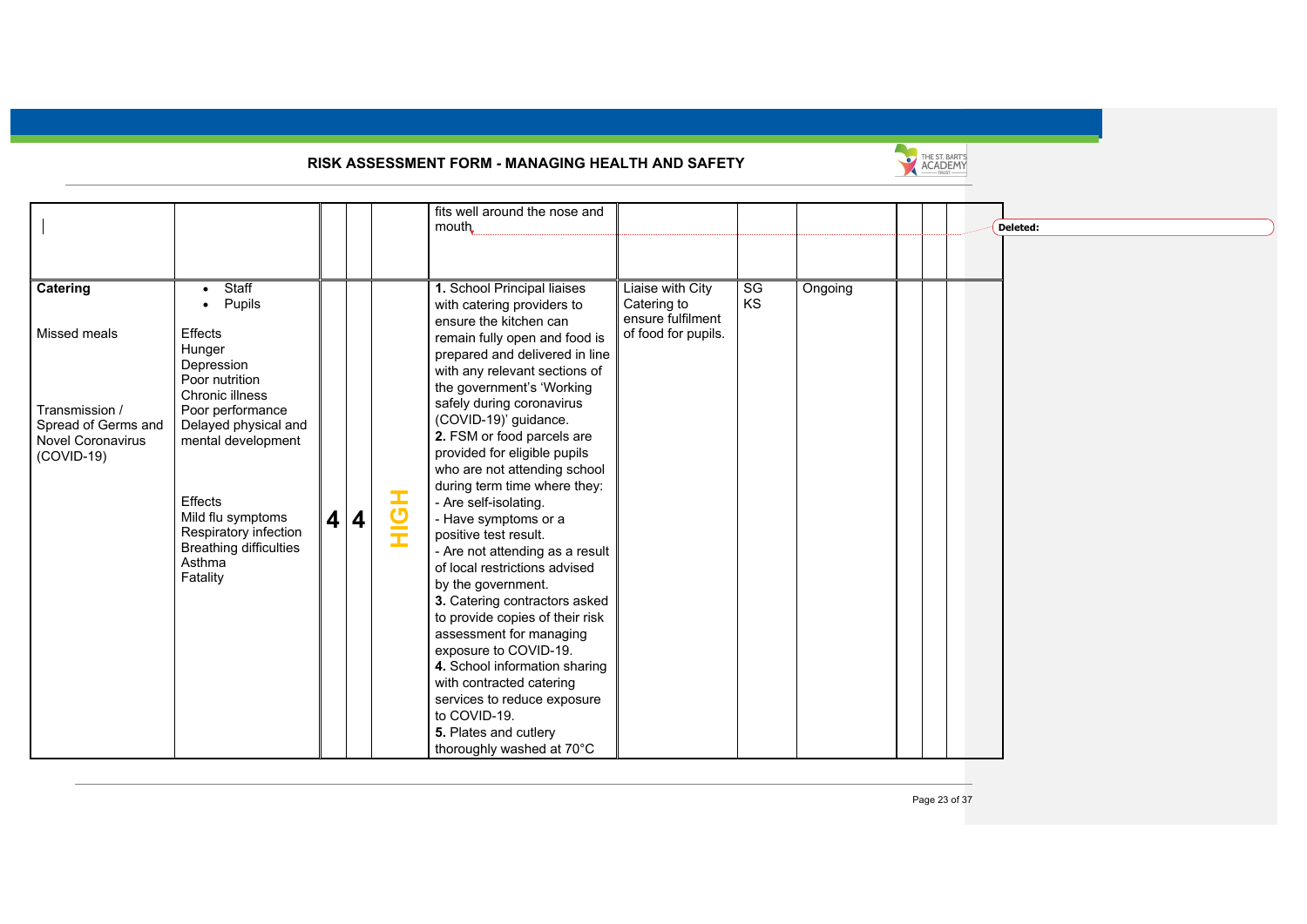RISK ASSESSMENT FORM - MANAGING HEALTH AND SAFETY

| | | | | | | | | | | | |
|---|---|---|---|---|---|---|---|---|---|---|---|
| | | | | | fits well around the nose and mouth. | | | | | | |
| **Catering**<br><br>Missed meals<br><br>Transmission / Spread of Germs and Novel Coronavirus (COVID-19) | • Staff<br>• Pupils<br><br>Effects<br>Hunger<br>Depression<br>Poor nutrition<br>Chronic illness<br>Poor performance<br>Delayed physical and mental development<br><br>Effects<br>Mild flu symptoms<br>Respiratory infection<br>Breathing difficulties<br>Asthma<br>Fatality | **4** | **4** | **HIGH** | **1.** School Principal liaises with catering providers to ensure the kitchen can remain fully open and food is prepared and delivered in line with any relevant sections of the government's 'Working safely during coronavirus (COVID-19)' guidance.<br>**2.** FSM or food parcels are provided for eligible pupils who are not attending school during term time where they:<br>- Are self-isolating.<br>- Have symptoms or a positive test result.<br>- Are not attending as a result of local restrictions advised by the government.<br>**3.** Catering contractors asked to provide copies of their risk assessment for managing exposure to COVID-19.<br>**4.** School information sharing with contracted catering services to reduce exposure to COVID-19.<br>**5.** Plates and cutlery thoroughly washed at 70°C | Liaise with City Catering to ensure fulfilment of food for pupils. | SG<br>KS | Ongoing | | | |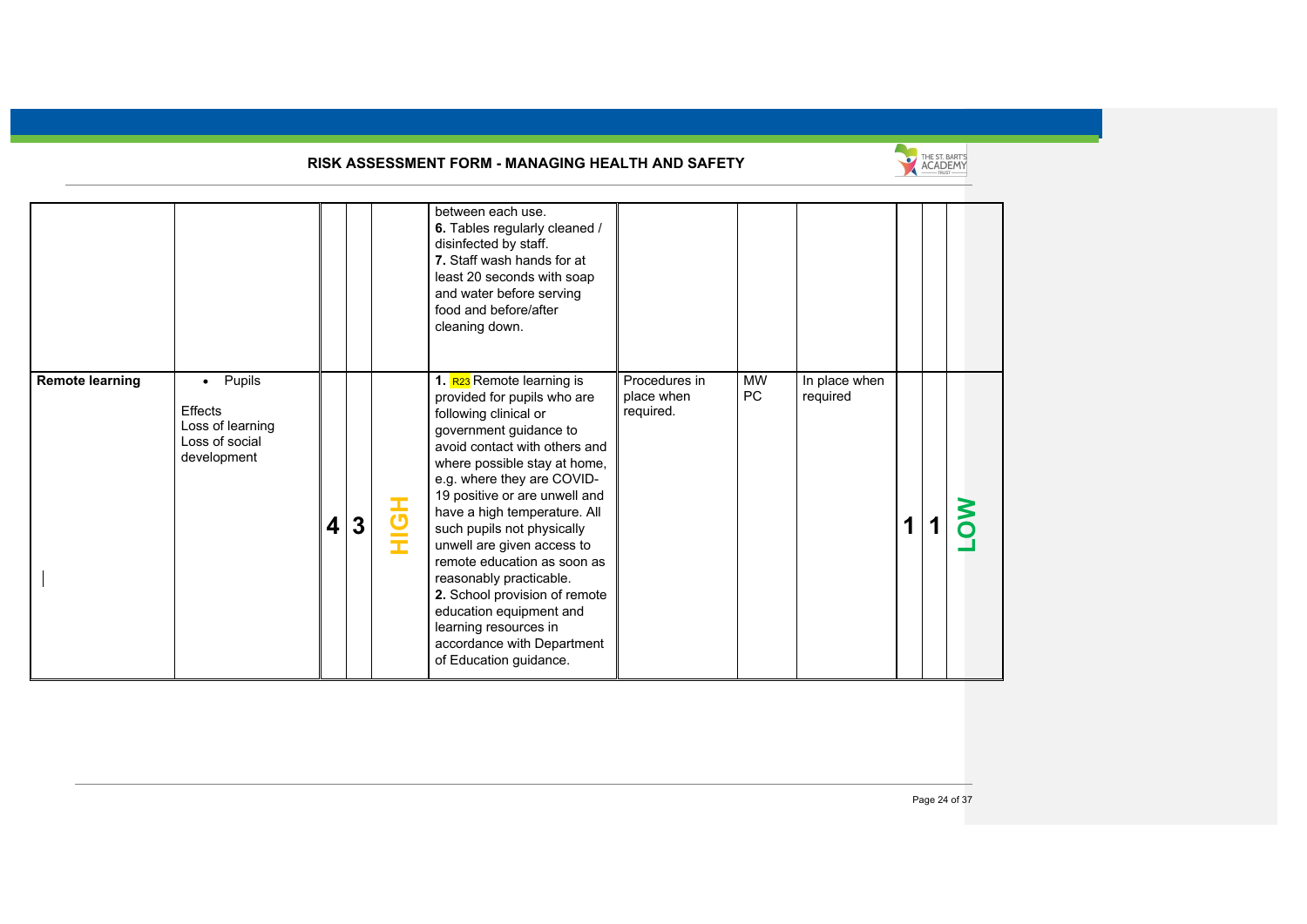## RISK ASSESSMENT FORM - MANAGING HEALTH AND SAFETY

| | | | | | | | | | | | |
|---|---|---|---|---|---|---|---|---|---|---|---|
| | | | | | between each use.<br>**6.** Tables regularly cleaned / disinfected by staff.<br>**7.** Staff wash hands for at least 20 seconds with soap and water before serving food and before/after cleaning down. | | | | | | |
| **Remote learning** | • Pupils<br><br>Effects<br>Loss of learning<br>Loss of social development | 4 | 3 | HIGH | **1.** R23 Remote learning is provided for pupils who are following clinical or government guidance to avoid contact with others and where possible stay at home, e.g. where they are COVID-19 positive or are unwell and have a high temperature. All such pupils not physically unwell are given access to remote education as soon as reasonably practicable.<br>**2.** School provision of remote education equipment and learning resources in accordance with Department of Education guidance. | Procedures in place when required. | MW<br>PC | In place when required | 1 | 1 | LOW |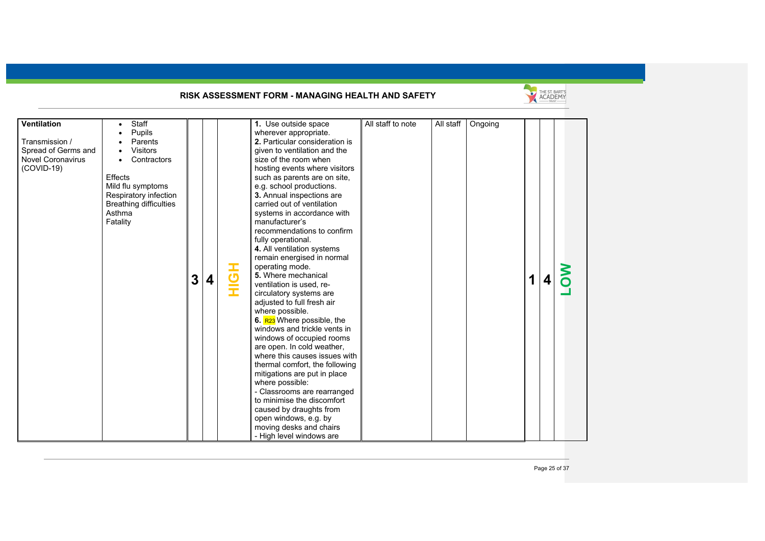## RISK ASSESSMENT FORM - MANAGING HEALTH AND SAFETY

| | | | | | | | | | | | |
|---|---|---|---|---|---|---|---|---|---|---|---|
| **Ventilation**<br><br>Transmission / Spread of Germs and Novel Coronavirus (COVID-19) | • Staff<br>• Pupils<br>• Parents<br>• Visitors<br>• Contractors<br><br>Effects<br>Mild flu symptoms<br>Respiratory infection<br>Breathing difficulties<br>Asthma<br>Fatality | **3** | **4** | **HIGH** | **1.** Use outside space wherever appropriate.<br>**2.** Particular consideration is given to ventilation and the size of the room when hosting events where visitors such as parents are on site, e.g. school productions.<br>**3.** Annual inspections are carried out of ventilation systems in accordance with manufacturer's recommendations to confirm fully operational.<br>**4.** All ventilation systems remain energised in normal operating mode.<br>**5.** Where mechanical ventilation is used, re-circulatory systems are adjusted to full fresh air where possible.<br>**6.** R23 Where possible, the windows and trickle vents in windows of occupied rooms are open. In cold weather, where this causes issues with thermal comfort, the following mitigations are put in place where possible:<br>- Classrooms are rearranged to minimise the discomfort caused by draughts from open windows, e.g. by moving desks and chairs<br>- High level windows are | All staff to note | All staff | Ongoing | **1** | **4** | **LOW** |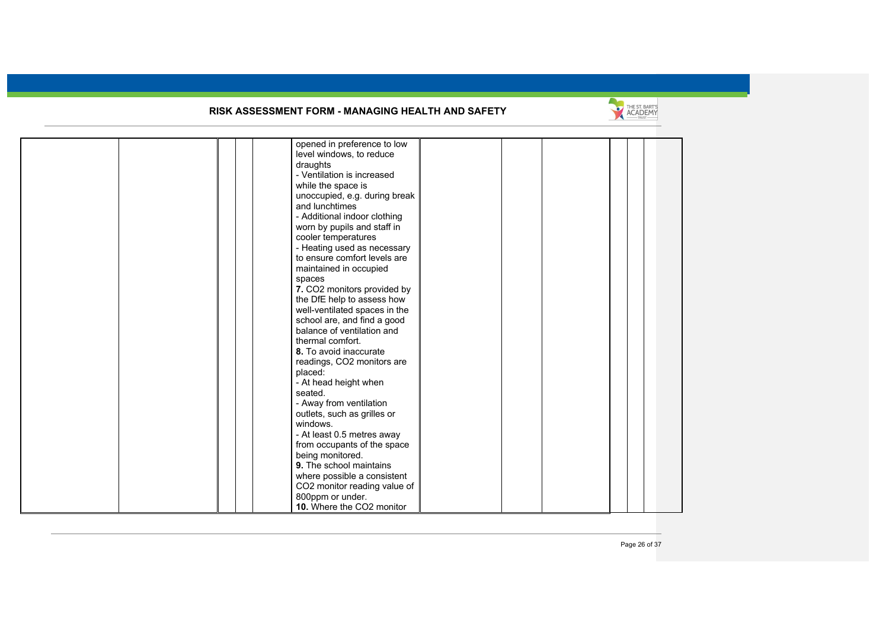| | | | | | | | | | | |
|---|---|---|---|---|---|---|---|---|---|---|
| | | | | | opened in preference to low level windows, to reduce draughts<br>- Ventilation is increased while the space is unoccupied, e.g. during break and lunchtimes<br>- Additional indoor clothing worn by pupils and staff in cooler temperatures<br>- Heating used as necessary to ensure comfort levels are maintained in occupied spaces<br>**7.** $CO_2$ monitors provided by the DfE help to assess how well-ventilated spaces in the school are, and find a good balance of ventilation and thermal comfort.<br>**8.** To avoid inaccurate readings, $CO_2$ monitors are placed:<br>- At head height when seated.<br>- Away from ventilation outlets, such as grilles or windows.<br>- At least 0.5 metres away from occupants of the space being monitored.<br>**9.** The school maintains where possible a consistent $CO_2$ monitor reading value of 800ppm or under.<br>**10.** Where the $CO_2$ monitor | | | | | | |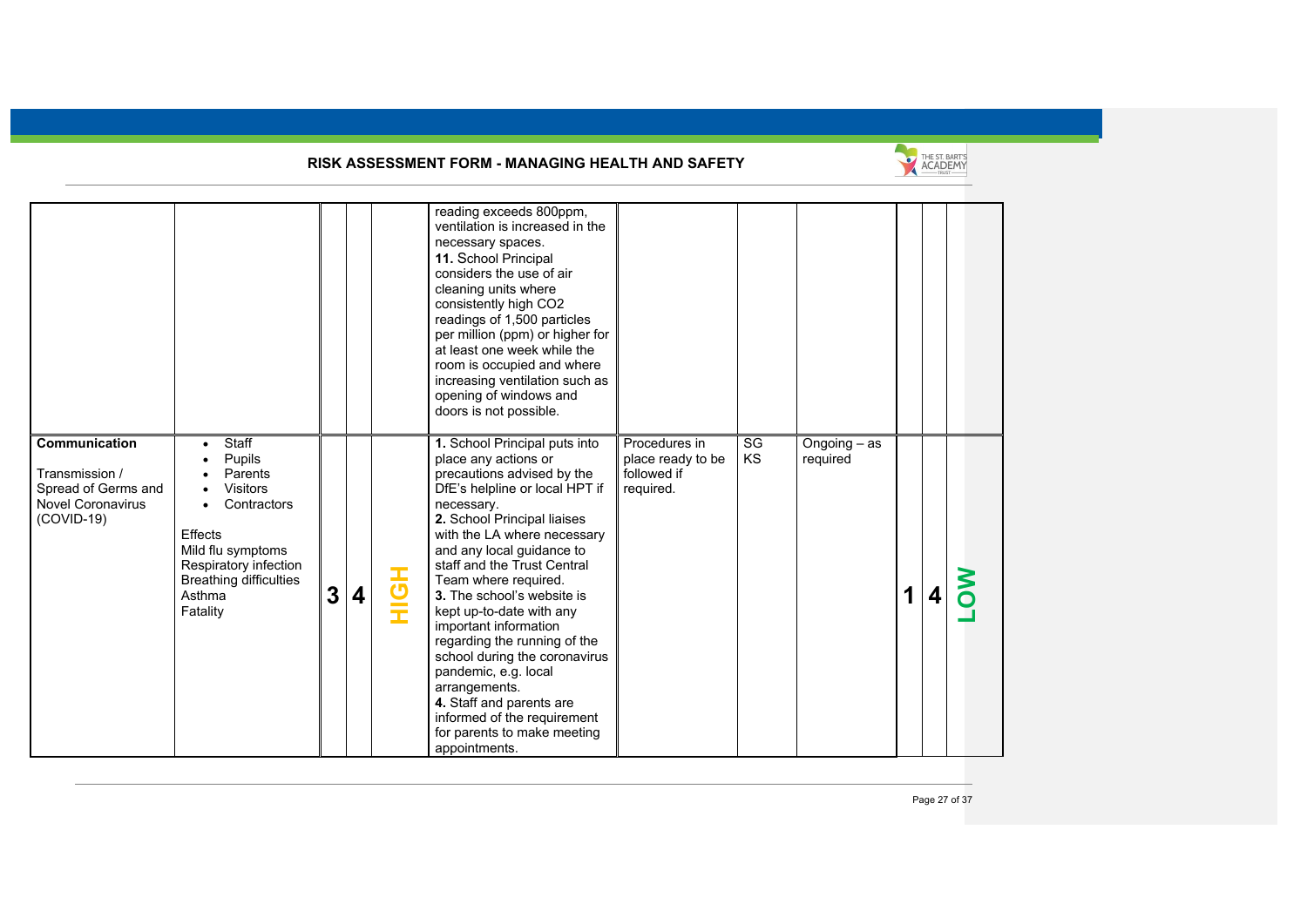| | | | | | | | | | | | |
|---|---|---|---|---|---|---|---|---|---|---|---|
| | | | | | reading exceeds 800ppm, ventilation is increased in the necessary spaces.<br>**11.** School Principal considers the use of air cleaning units where consistently high CO2 readings of 1,500 particles per million (ppm) or higher for at least one week while the room is occupied and where increasing ventilation such as opening of windows and doors is not possible. | | | | | | |
| **Communication**<br><br>Transmission / Spread of Germs and Novel Coronavirus (COVID-19) | • Staff<br>• Pupils<br>• Parents<br>• Visitors<br>• Contractors<br><br>Effects<br>Mild flu symptoms<br>Respiratory infection<br>Breathing difficulties<br>Asthma<br>Fatality | **3** | **4** | **HIGH** | **1.** School Principal puts into place any actions or precautions advised by the DfE's helpline or local HPT if necessary.<br>**2.** School Principal liaises with the LA where necessary and any local guidance to staff and the Trust Central Team where required.<br>**3.** The school's website is kept up-to-date with any important information regarding the running of the school during the coronavirus pandemic, e.g. local arrangements.<br>**4.** Staff and parents are informed of the requirement for parents to make meeting appointments. | Procedures in place ready to be followed if required. | SG<br>KS | Ongoing – as required | **1** | **4** | **LOW** |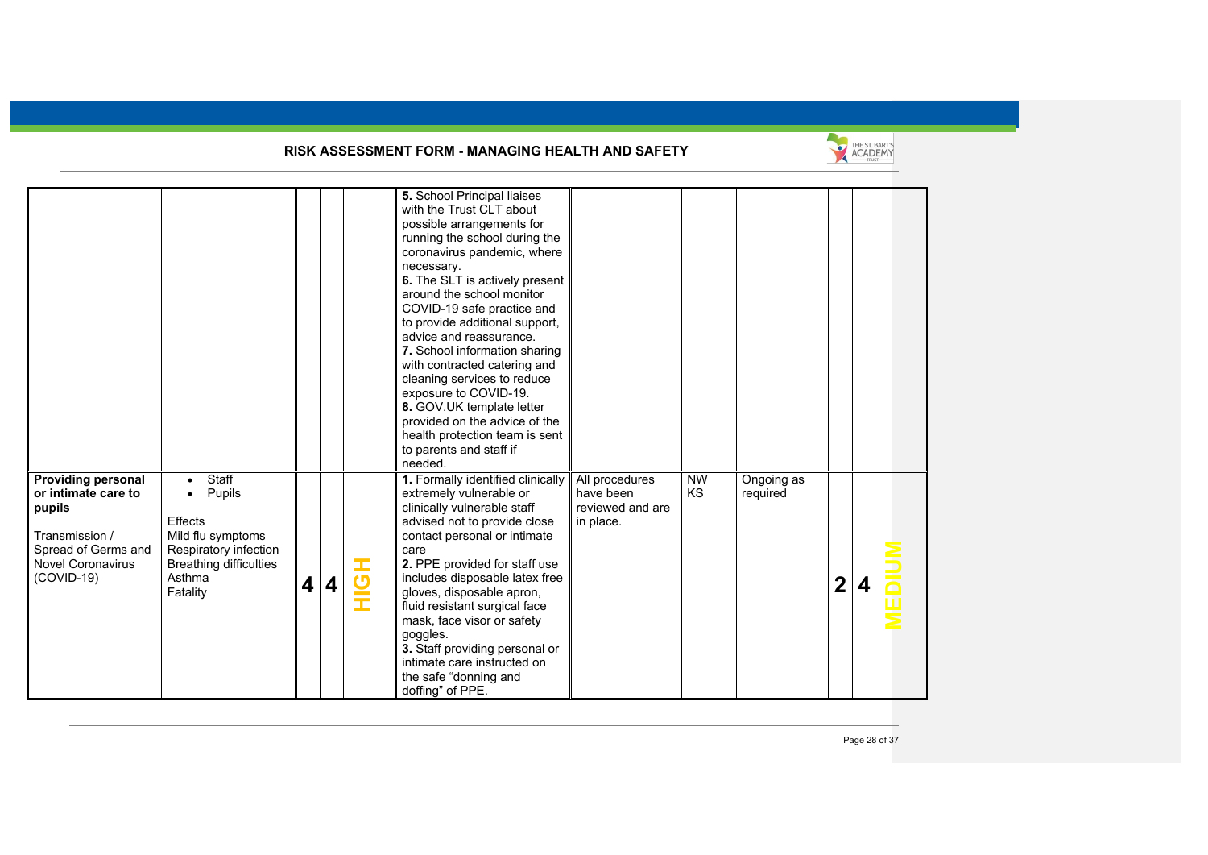RISK ASSESSMENT FORM - MANAGING HEALTH AND SAFETY

| | | | | | | | | | | | |
|---|---|---|---|---|---|---|---|---|---|---|---|
| | | | | | **5.** School Principal liaises with the Trust CLT about possible arrangements for running the school during the coronavirus pandemic, where necessary.<br>**6.** The SLT is actively present around the school monitor COVID-19 safe practice and to provide additional support, advice and reassurance.<br>**7.** School information sharing with contracted catering and cleaning services to reduce exposure to COVID-19.<br>**8.** GOV.UK template letter provided on the advice of the health protection team is sent to parents and staff if needed. | | | | | | |
| **Providing personal or intimate care to pupils**<br><br>Transmission / Spread of Germs and Novel Coronavirus (COVID-19) | • Staff<br>• Pupils<br><br>Effects<br>Mild flu symptoms<br>Respiratory infection<br>Breathing difficulties<br>Asthma<br>Fatality | **4** | **4** | **HIGH** | **1.** Formally identified clinically extremely vulnerable or clinically vulnerable staff advised not to provide close contact personal or intimate care<br>**2.** PPE provided for staff use includes disposable latex free gloves, disposable apron, fluid resistant surgical face mask, face visor or safety goggles.<br>**3.** Staff providing personal or intimate care instructed on the safe "donning and doffing" of PPE. | All procedures have been reviewed and are in place. | NW<br>KS | Ongoing as required | **2** | **4** | **MEDIUM** |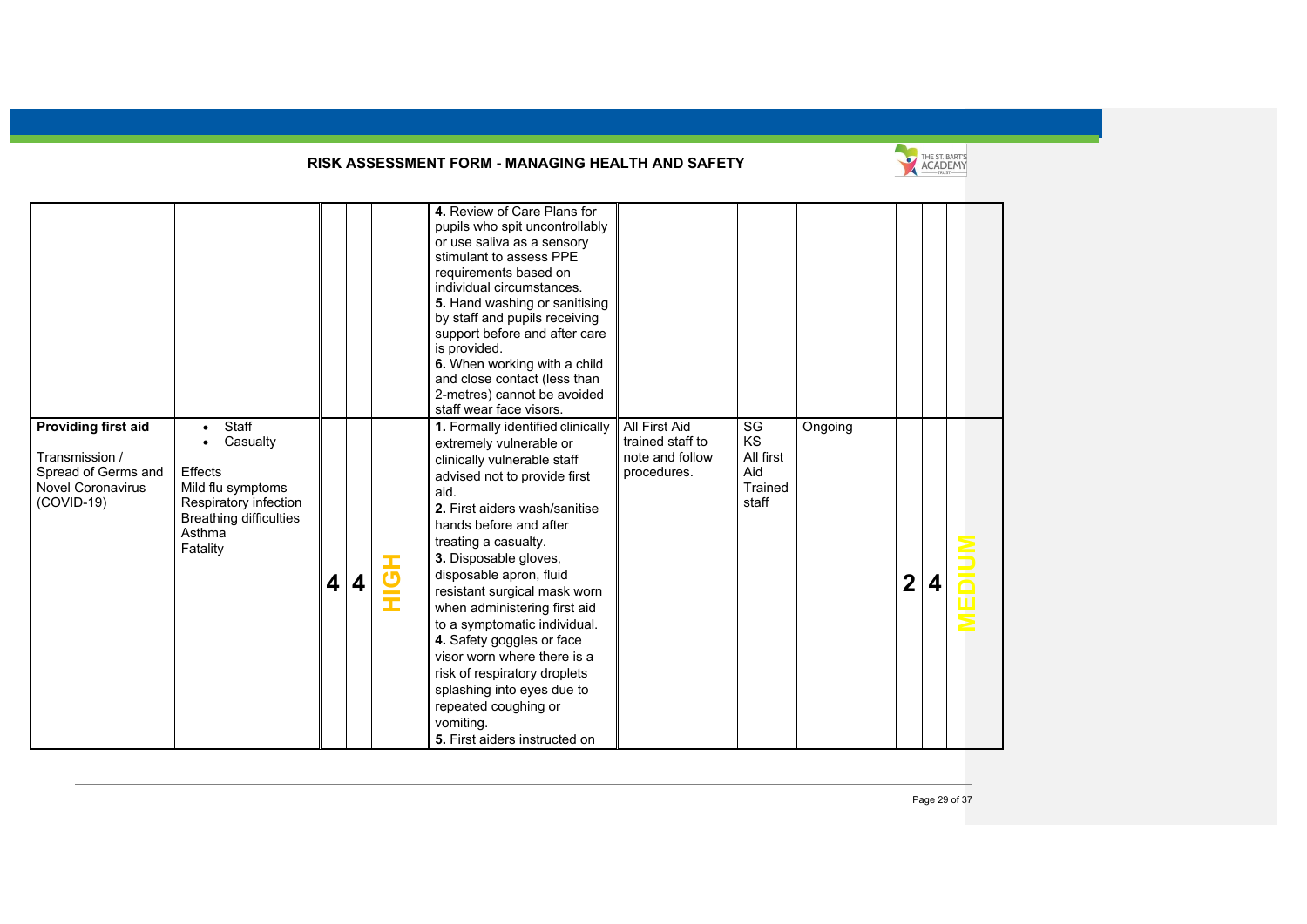## RISK ASSESSMENT FORM - MANAGING HEALTH AND SAFETY

| | | | | | | | | | | | |
|---|---|---|---|---|---|---|---|---|---|---|---|
| | | | | | **4.** Review of Care Plans for pupils who spit uncontrollably or use saliva as a sensory stimulant to assess PPE requirements based on individual circumstances.<br>**5.** Hand washing or sanitising by staff and pupils receiving support before and after care is provided.<br>**6.** When working with a child and close contact (less than 2-metres) cannot be avoided staff wear face visors. | | | | | | |
| **Providing first aid**<br><br>Transmission / Spread of Germs and Novel Coronavirus (COVID-19) | • Staff<br>• Casualty<br><br>Effects<br>Mild flu symptoms<br>Respiratory infection<br>Breathing difficulties<br>Asthma<br>Fatality | **4** | **4** | **HIGH** | **1.** Formally identified clinically extremely vulnerable or clinically vulnerable staff advised not to provide first aid.<br>**2.** First aiders wash/sanitise hands before and after treating a casualty.<br>**3.** Disposable gloves, disposable apron, fluid resistant surgical mask worn when administering first aid to a symptomatic individual.<br>**4.** Safety goggles or face visor worn where there is a risk of respiratory droplets splashing into eyes due to repeated coughing or vomiting.<br>**5.** First aiders instructed on | All First Aid trained staff to note and follow procedures. | SG<br>KS<br>All first Aid Trained staff | Ongoing | **2** | **4** | **MEDIUM** |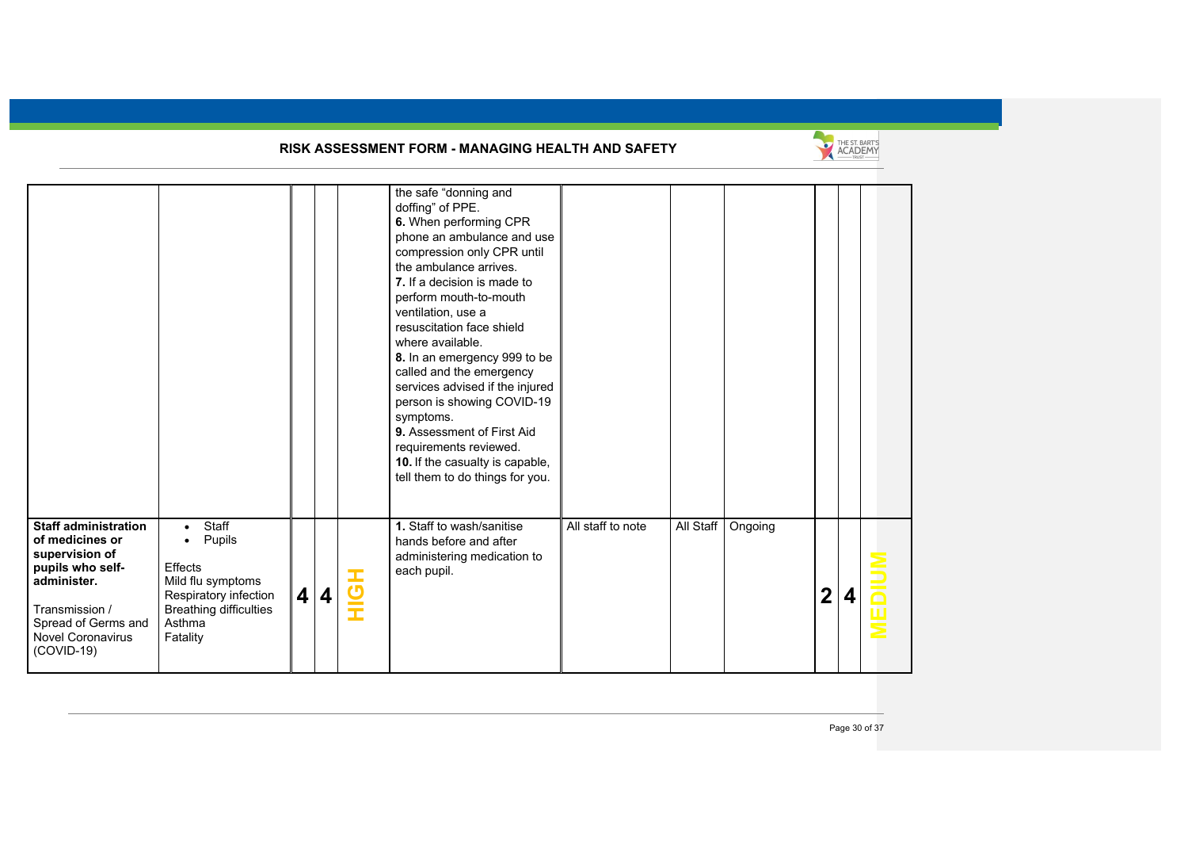## RISK ASSESSMENT FORM - MANAGING HEALTH AND SAFETY

| | | | | | | | | | | | |
|---|---|---|---|---|---|---|---|---|---|---|---|
| | | | | | the safe "donning and doffing" of PPE.<br>**6.** When performing CPR phone an ambulance and use compression only CPR until the ambulance arrives.<br>**7.** If a decision is made to perform mouth-to-mouth ventilation, use a resuscitation face shield where available.<br>**8.** In an emergency 999 to be called and the emergency services advised if the injured person is showing COVID-19 symptoms.<br>**9.** Assessment of First Aid requirements reviewed.<br>**10.** If the casualty is capable, tell them to do things for you. | | | | | | |
| **Staff administration of medicines or supervision of pupils who self-administer.**<br><br>Transmission / Spread of Germs and Novel Coronavirus (COVID-19) | • Staff<br>• Pupils<br><br>Effects<br>Mild flu symptoms<br>Respiratory infection<br>Breathing difficulties<br>Asthma<br>Fatality | **4** | **4** | **HIGH** | **1.** Staff to wash/sanitise hands before and after administering medication to each pupil. | All staff to note | All Staff | Ongoing | **2** | **4** | **MEDIUM** |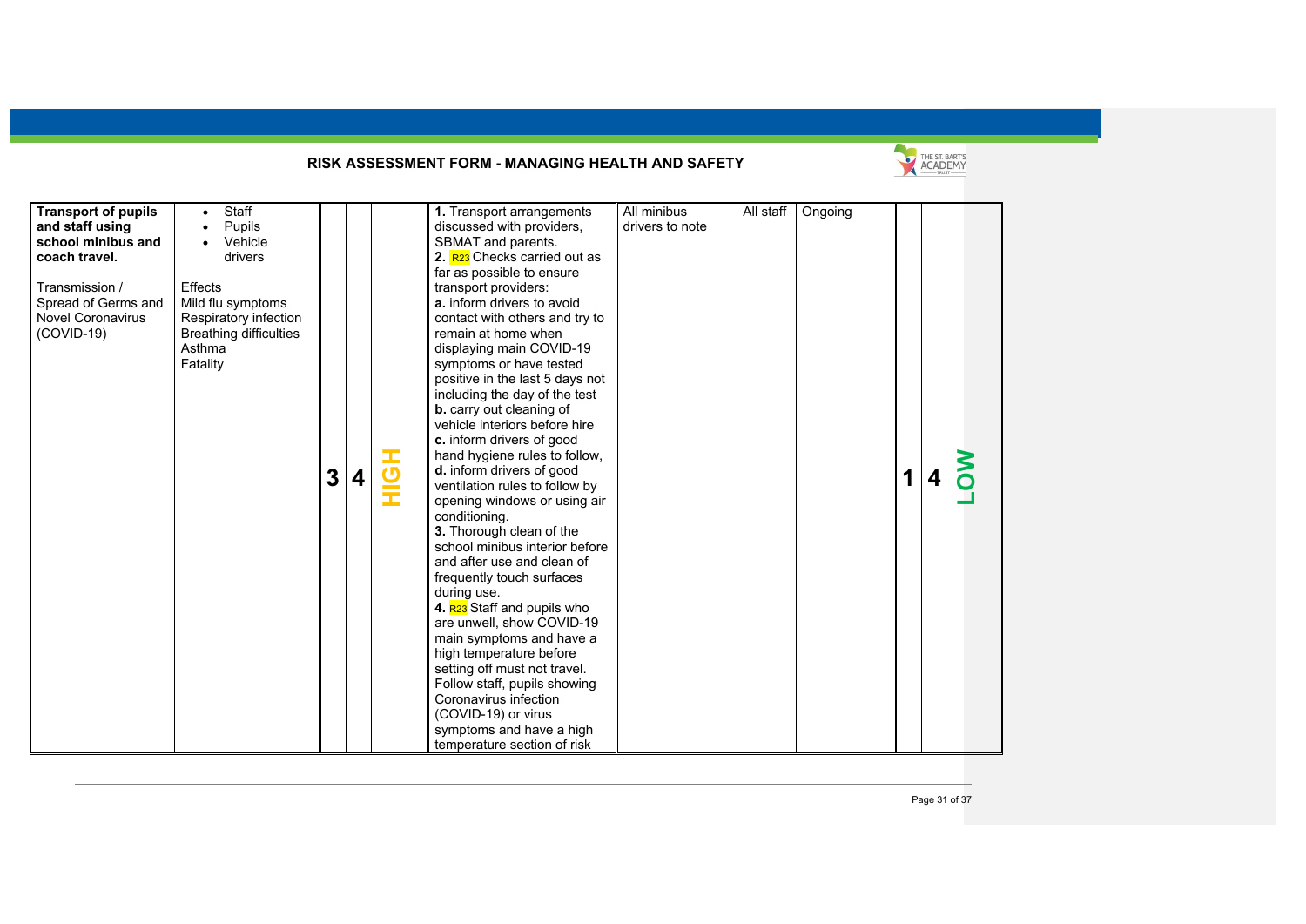## RISK ASSESSMENT FORM - MANAGING HEALTH AND SAFETY

| | | | | | | | | | | | |
|---|---|---|---|---|---|---|---|---|---|---|---|
| **Transport of pupils and staff using school minibus and coach travel.**<br><br>Transmission / Spread of Germs and Novel Coronavirus (COVID-19) | • Staff<br>• Pupils<br>• Vehicle drivers<br><br>Effects<br>Mild flu symptoms<br>Respiratory infection<br>Breathing difficulties<br>Asthma<br>Fatality | **3** | **4** | **HIGH** | **1.** Transport arrangements discussed with providers, SBMAT and parents.<br>**2.** R23 Checks carried out as far as possible to ensure transport providers:<br>**a.** inform drivers to avoid contact with others and try to remain at home when displaying main COVID-19 symptoms or have tested positive in the last 5 days not including the day of the test<br>**b.** carry out cleaning of vehicle interiors before hire<br>**c.** inform drivers of good hand hygiene rules to follow,<br>**d.** inform drivers of good ventilation rules to follow by opening windows or using air conditioning.<br>**3.** Thorough clean of the school minibus interior before and after use and clean of frequently touch surfaces during use.<br>**4.** R23 Staff and pupils who are unwell, show COVID-19 main symptoms and have a high temperature before setting off must not travel. Follow staff, pupils showing Coronavirus infection (COVID-19) or virus symptoms and have a high temperature section of risk | All minibus drivers to note | All staff | Ongoing | **1** | **4** | **LOW** |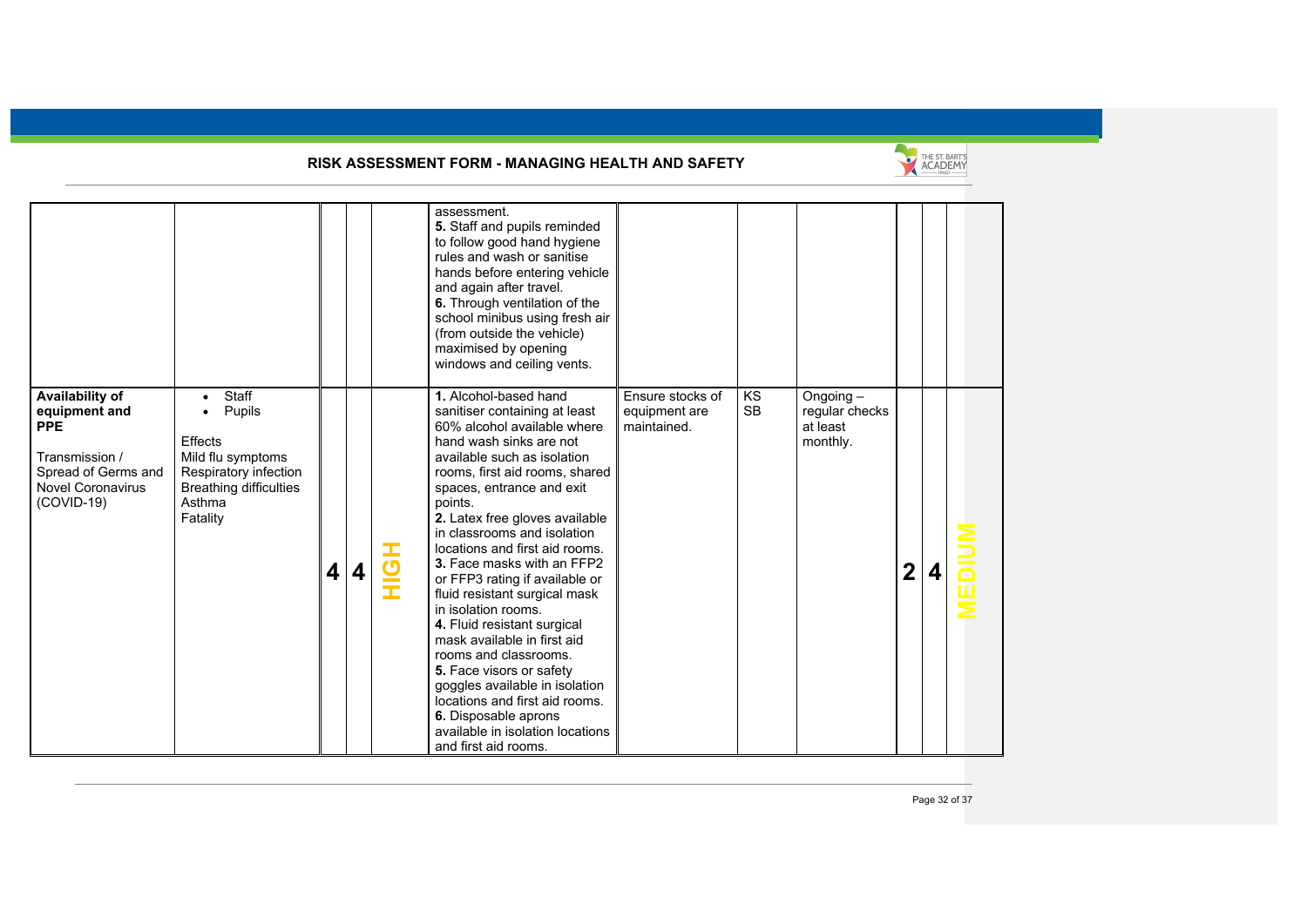## RISK ASSESSMENT FORM - MANAGING HEALTH AND SAFETY

| | | | | | | | | | | | |
|---|---|---|---|---|---|---|---|---|---|---|---|
| | | | | | assessment.<br>**5.** Staff and pupils reminded to follow good hand hygiene rules and wash or sanitise hands before entering vehicle and again after travel.<br>**6.** Through ventilation of the school minibus using fresh air (from outside the vehicle) maximised by opening windows and ceiling vents. | | | | | | |
| **Availability of equipment and PPE**<br><br>Transmission / Spread of Germs and Novel Coronavirus (COVID-19) | • Staff<br>• Pupils<br><br>Effects<br>Mild flu symptoms<br>Respiratory infection<br>Breathing difficulties<br>Asthma<br>Fatality | 4 | 4 | HIGH | **1.** Alcohol-based hand sanitiser containing at least 60% alcohol available where hand wash sinks are not available such as isolation rooms, first aid rooms, shared spaces, entrance and exit points.<br>**2.** Latex free gloves available in classrooms and isolation locations and first aid rooms.<br>**3.** Face masks with an FFP2 or FFP3 rating if available or fluid resistant surgical mask in isolation rooms.<br>**4.** Fluid resistant surgical mask available in first aid rooms and classrooms.<br>**5.** Face visors or safety goggles available in isolation locations and first aid rooms.<br>**6.** Disposable aprons available in isolation locations and first aid rooms. | Ensure stocks of equipment are maintained. | KS<br>SB | Ongoing – regular checks at least monthly. | 2 | 4 | MEDIUM |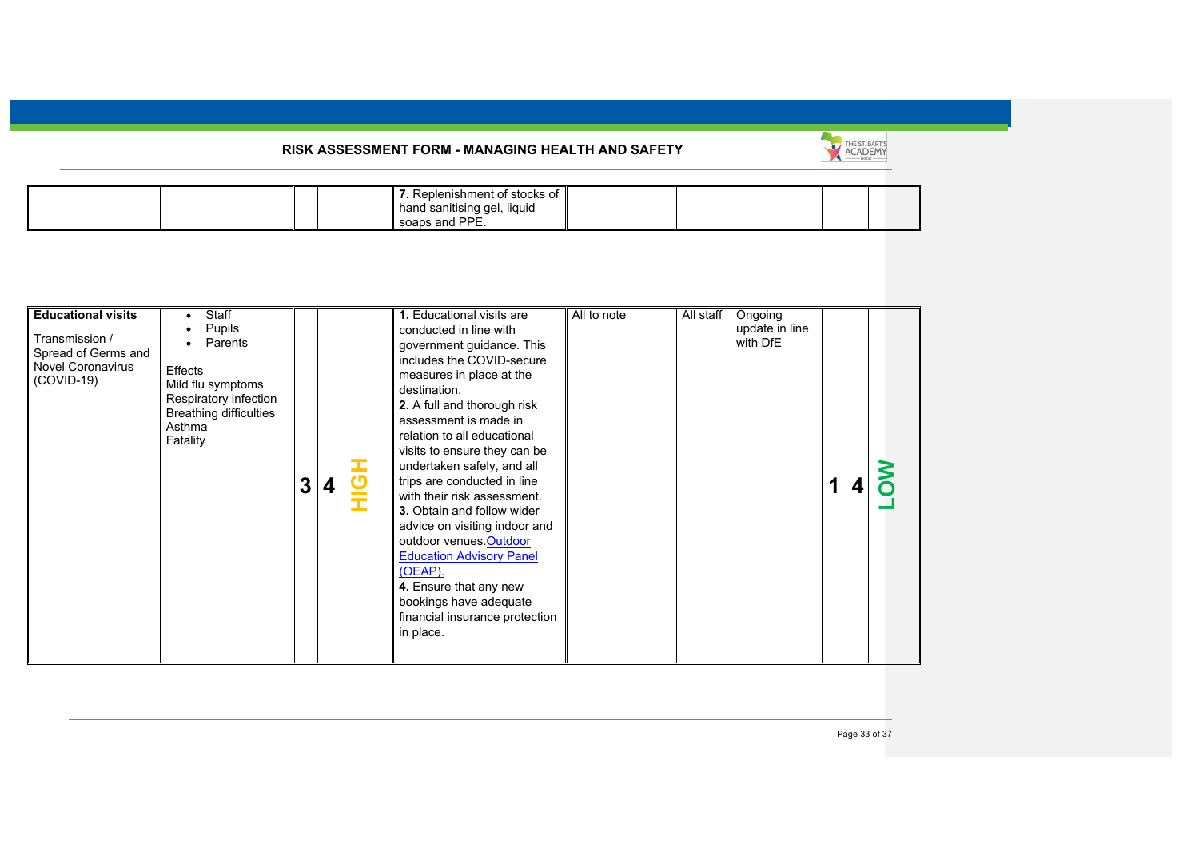# RISK ASSESSMENT FORM - MANAGING HEALTH AND SAFETY

| | | | | | | | | | | | |
|---|---|---|---|---|---|---|---|---|---|---|---|
| | | | | | **7.** Replenishment of stocks of hand sanitising gel, liquid soaps and PPE. | | | | | | |

| | | | | | | | | | | | |
|---|---|---|---|---|---|---|---|---|---|---|---|
| **Educational visits**<br><br>Transmission / Spread of Germs and Novel Coronavirus (COVID-19) | • Staff<br>• Pupils<br>• Parents<br><br>Effects<br>Mild flu symptoms<br>Respiratory infection<br>Breathing difficulties<br>Asthma<br>Fatality | **3** | **4** | **HIGH** | **1.** Educational visits are conducted in line with government guidance. This includes the COVID-secure measures in place at the destination.<br>**2.** A full and thorough risk assessment is made in relation to all educational visits to ensure they can be undertaken safely, and all trips are conducted in line with their risk assessment.<br>**3.** Obtain and follow wider advice on visiting indoor and outdoor venues. Outdoor Education Advisory Panel (OEAP).<br>**4.** Ensure that any new bookings have adequate financial insurance protection in place. | All to note | All staff | Ongoing update in line with DfE | **1** | **4** | **LOW** |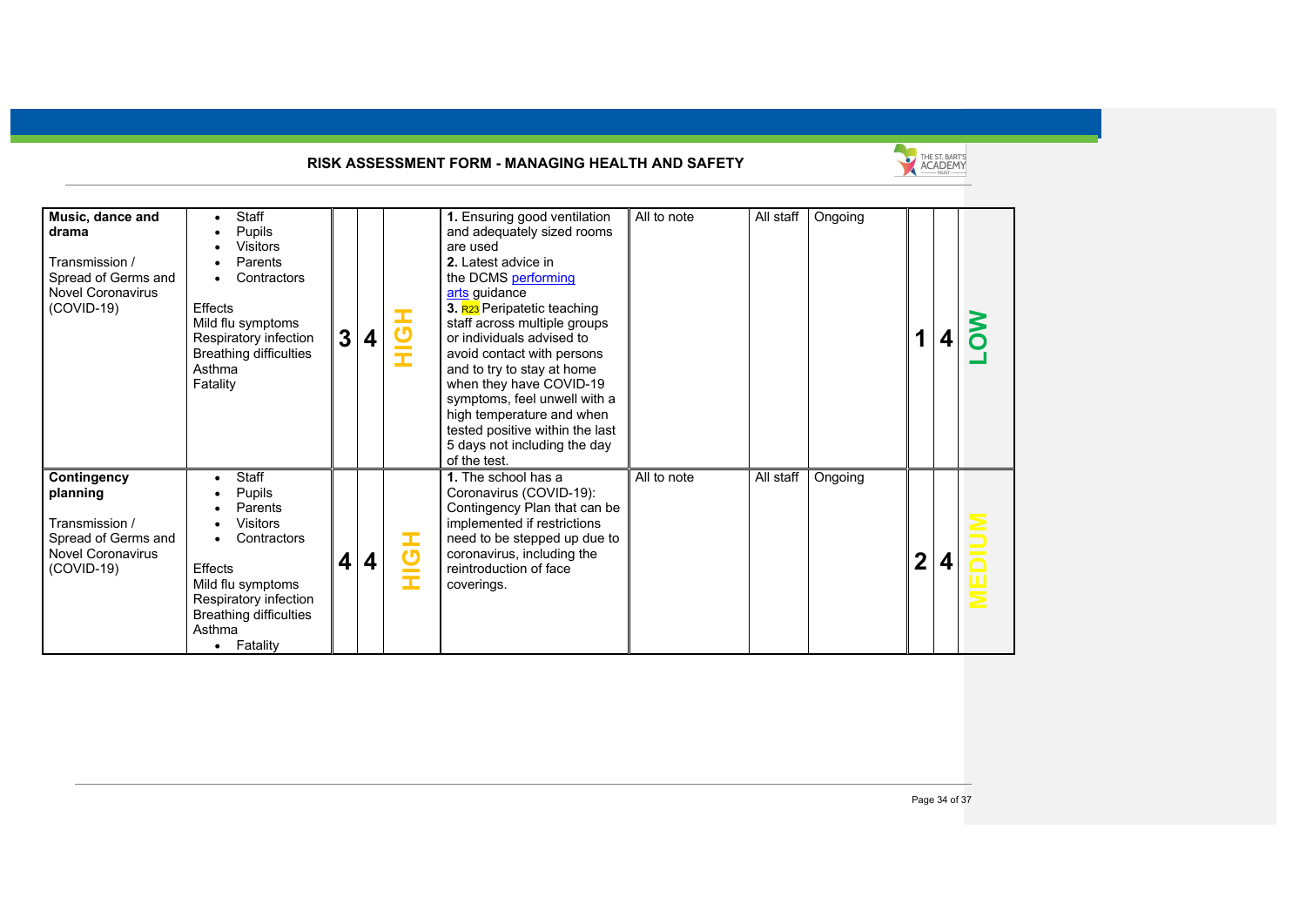RISK ASSESSMENT FORM - MANAGING HEALTH AND SAFETY

| | | | | | | | | | | | |
|---|---|---|---|---|---|---|---|---|---|---|---|
| **Music, dance and drama**<br><br>Transmission / Spread of Germs and Novel Coronavirus (COVID-19) | • Staff<br>• Pupils<br>• Visitors<br>• Parents<br>• Contractors<br><br>Effects<br>Mild flu symptoms<br>Respiratory infection<br>Breathing difficulties<br>Asthma<br>Fatality | 3 | 4 | HIGH | **1.** Ensuring good ventilation and adequately sized rooms are used<br>**2.** Latest advice in the DCMS performing arts guidance<br>**3.** R23 Peripatetic teaching staff across multiple groups or individuals advised to avoid contact with persons and to try to stay at home when they have COVID-19 symptoms, feel unwell with a high temperature and when tested positive within the last 5 days not including the day of the test. | All to note | All staff | Ongoing | 1 | 4 | LOW |
| **Contingency planning**<br><br>Transmission / Spread of Germs and Novel Coronavirus (COVID-19) | • Staff<br>• Pupils<br>• Parents<br>• Visitors<br>• Contractors<br><br>Effects<br>Mild flu symptoms<br>Respiratory infection<br>Breathing difficulties<br>Asthma<br>• Fatality | 4 | 4 | HIGH | **1.** The school has a Coronavirus (COVID-19): Contingency Plan that can be implemented if restrictions need to be stepped up due to coronavirus, including the reintroduction of face coverings. | All to note | All staff | Ongoing | 2 | 4 | MEDIUM |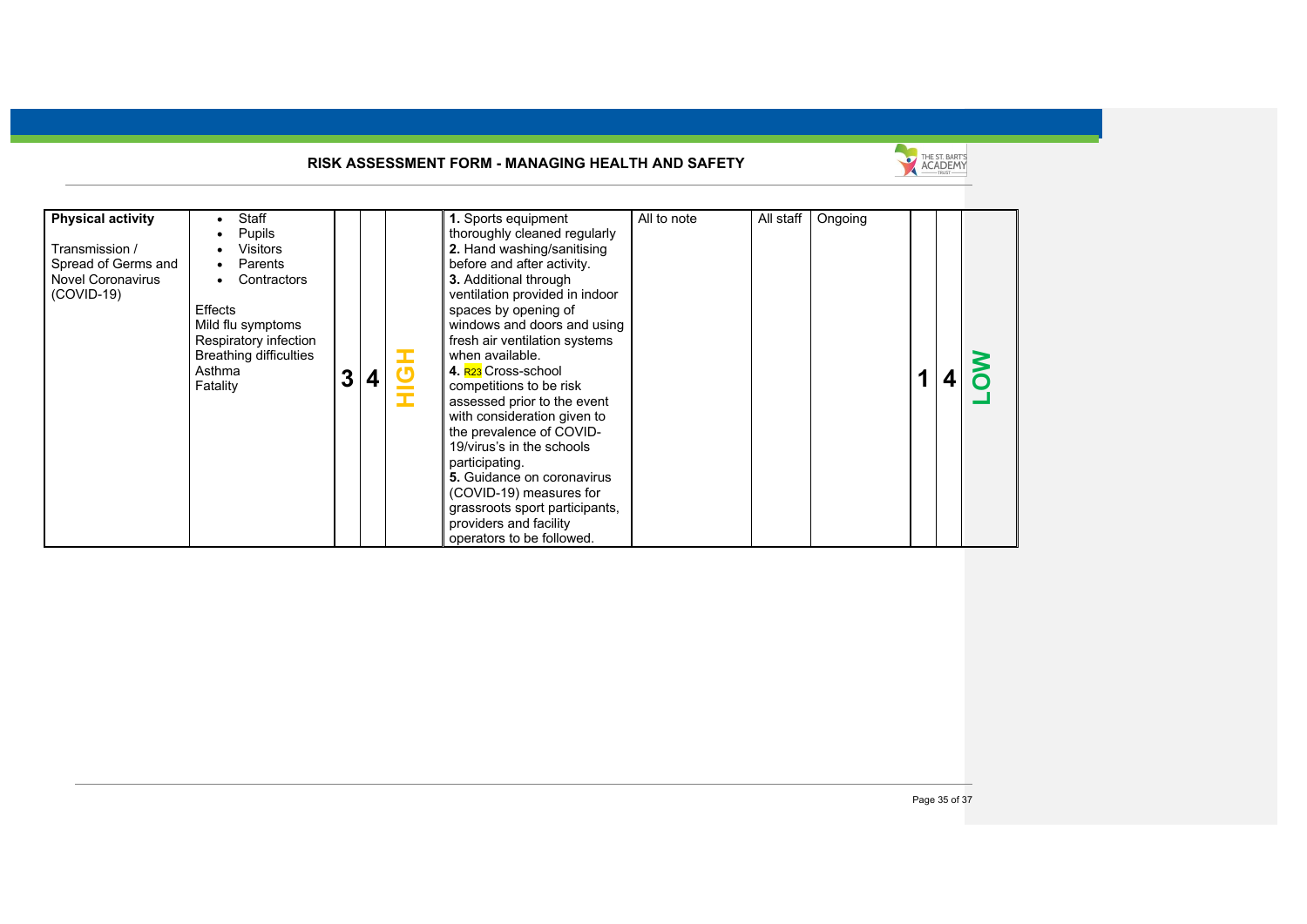## RISK ASSESSMENT FORM - MANAGING HEALTH AND SAFETY

| | | | | | | | | | | | |
|---|---|---|---|---|---|---|---|---|---|---|---|
| **Physical activity**<br><br>Transmission / Spread of Germs and Novel Coronavirus (COVID-19) | • Staff<br>• Pupils<br>• Visitors<br>• Parents<br>• Contractors<br><br>Effects<br>Mild flu symptoms<br>Respiratory infection<br>Breathing difficulties<br>Asthma<br>Fatality | **3** | **4** | **HIGH** | **1.** Sports equipment thoroughly cleaned regularly<br>**2.** Hand washing/sanitising before and after activity.<br>**3.** Additional through ventilation provided in indoor spaces by opening of windows and doors and using fresh air ventilation systems when available.<br>**4.** R23 Cross-school competitions to be risk assessed prior to the event with consideration given to the prevalence of COVID-19/virus's in the schools participating.<br>**5.** Guidance on coronavirus (COVID-19) measures for grassroots sport participants, providers and facility operators to be followed. | All to note | All staff | Ongoing | **1** | **4** | **LOW** |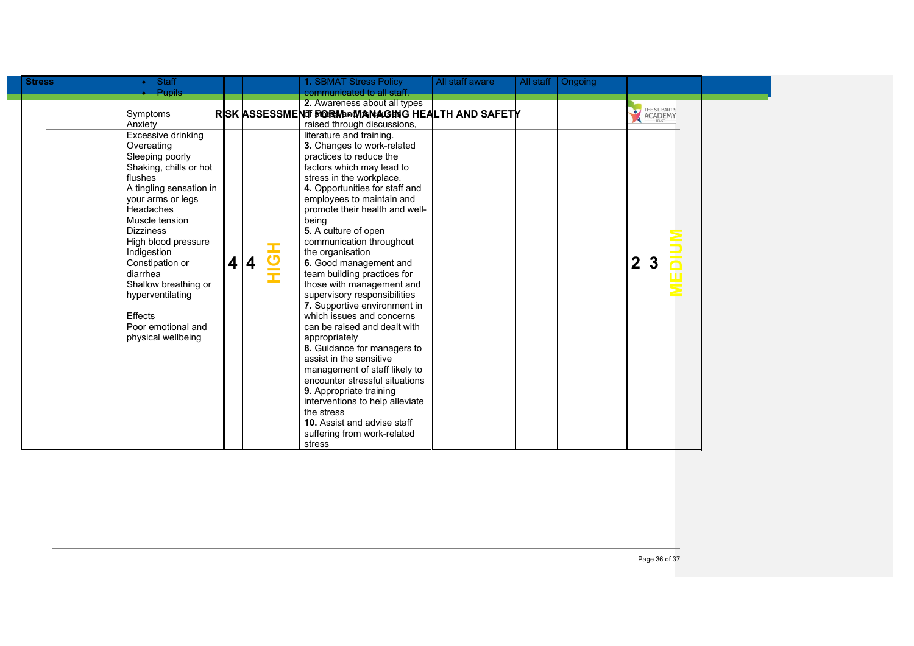| Stress | • Staff<br>• Pupils<br><br>Symptoms<br>Anxiety<br>Excessive drinking<br>Overeating<br>Sleeping poorly<br>Shaking, chills or hot flushes<br>A tingling sensation in your arms or legs<br>Headaches<br>Muscle tension<br>Dizziness<br>High blood pressure<br>Indigestion<br>Constipation or diarrhea<br>Shallow breathing or hyperventilating<br><br>Effects<br>Poor emotional and physical wellbeing | 4 | 4 | HIGH | **1.** SBMAT Stress Policy communicated to all staff.<br>**2.** Awareness about all types of stress and its causes raised through discussions, literature and training.<br>**3.** Changes to work-related practices to reduce the factors which may lead to stress in the workplace.<br>**4.** Opportunities for staff and employees to maintain and promote their health and well-being<br>**5.** A culture of open communication throughout the organisation<br>**6.** Good management and team building practices for those with management and supervisory responsibilities<br>**7.** Supportive environment in which issues and concerns can be raised and dealt with appropriately<br>**8.** Guidance for managers to assist in the sensitive management of staff likely to encounter stressful situations<br>**9.** Appropriate training interventions to help alleviate the stress<br>**10.** Assist and advise staff suffering from work-related stress | All staff aware | All staff | Ongoing | 2 | 3 | MEDIUM |
|---|---|---|---|---|---|---|---|---|---|---|---|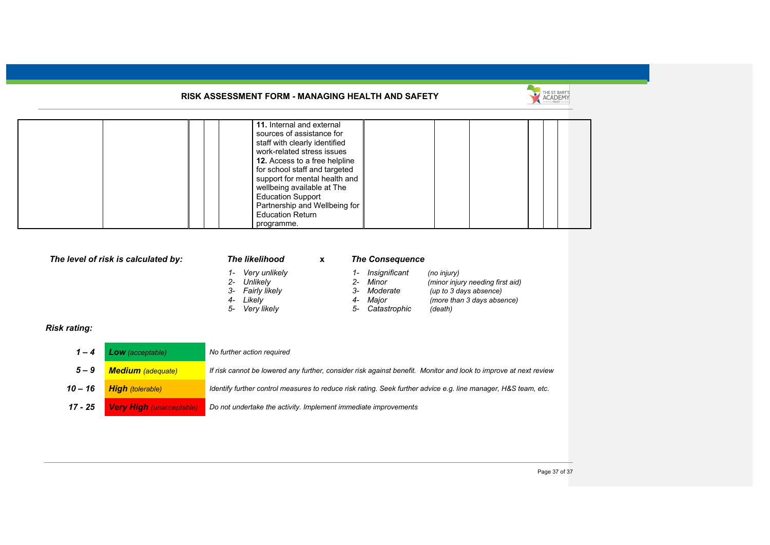RISK ASSESSMENT FORM - MANAGING HEALTH AND SAFETY

| | | | | | | | | | | | |
|---|---|---|---|---|---|---|---|---|---|---|---|
| | | | | | **11.** Internal and external sources of assistance for staff with clearly identified work-related stress issues **12.** Access to a free helpline for school staff and targeted support for mental health and wellbeing available at The Education Support Partnership and Wellbeing for Education Return programme. | | | | | | |

***The level of risk is calculated by:*** ***The likelihood*** **x** ***The Consequence***

| The likelihood | The Consequence | |
|---|---|---|
| *1- Very unlikely* | *1- Insignificant* | *(no injury)* |
| *2- Unlikely* | *2- Minor* | *(minor injury needing first aid)* |
| *3- Fairly likely* | *3- Moderate* | *(up to 3 days absence)* |
| *4- Likely* | *4- Major* | *(more than 3 days absence)* |
| *5- Very likely* | *5- Catastrophic* | *(death)* |

***Risk rating:***

| | | |
|---|---|---|
| ***1 – 4*** | ***Low** (acceptable)* | *No further action required* |
| ***5 – 9*** | ***Medium** (adequate)* | *If risk cannot be lowered any further, consider risk against benefit. Monitor and look to improve at next review* |
| ***10 – 16*** | ***High** (tolerable)* | *Identify further control measures to reduce risk rating. Seek further advice e.g. line manager, H&S team, etc.* |
| ***17 - 25*** | ***Very High** (unacceptable)* | *Do not undertake the activity. Implement immediate improvements* |